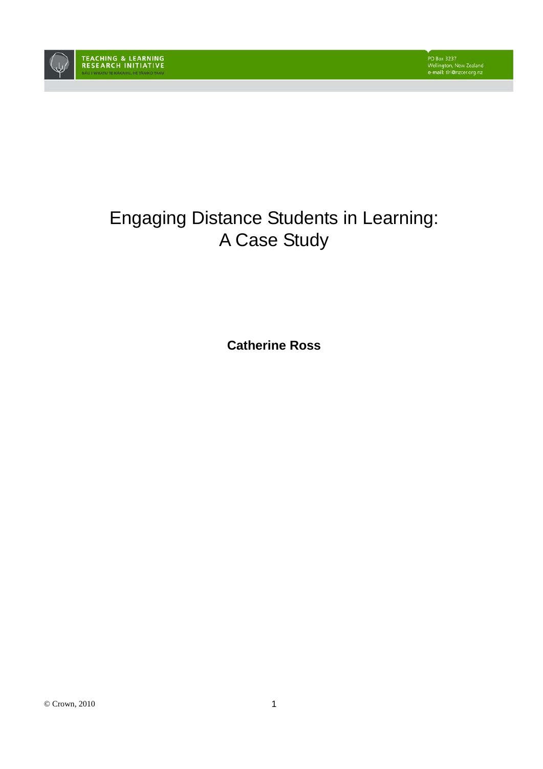TEACHING & LEARNING RESEARCH INITIATIVE

NĀU I WHATU TE KĀKAHU, HE TĀNIKO TAKU

PO Box 3237
Wellington, New Zealand
e-mail: tlri@nzcer.org.nz

# Engaging Distance Students in Learning: A Case Study

**Catherine Ross**

© Crown, 2010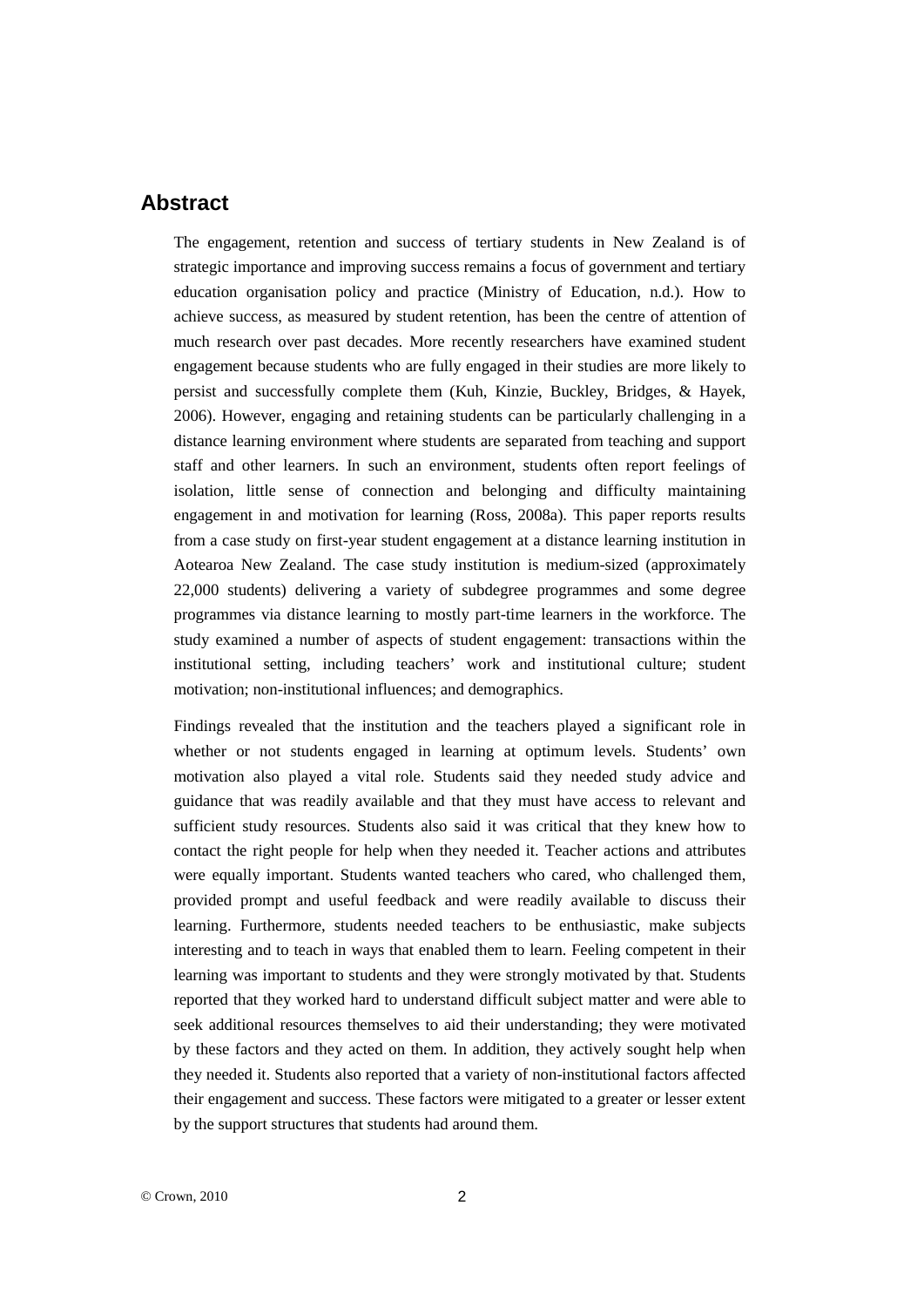## Abstract

The engagement, retention and success of tertiary students in New Zealand is of strategic importance and improving success remains a focus of government and tertiary education organisation policy and practice (Ministry of Education, n.d.). How to achieve success, as measured by student retention, has been the centre of attention of much research over past decades. More recently researchers have examined student engagement because students who are fully engaged in their studies are more likely to persist and successfully complete them (Kuh, Kinzie, Buckley, Bridges, & Hayek, 2006). However, engaging and retaining students can be particularly challenging in a distance learning environment where students are separated from teaching and support staff and other learners. In such an environment, students often report feelings of isolation, little sense of connection and belonging and difficulty maintaining engagement in and motivation for learning (Ross, 2008a). This paper reports results from a case study on first-year student engagement at a distance learning institution in Aotearoa New Zealand. The case study institution is medium-sized (approximately 22,000 students) delivering a variety of subdegree programmes and some degree programmes via distance learning to mostly part-time learners in the workforce. The study examined a number of aspects of student engagement: transactions within the institutional setting, including teachers' work and institutional culture; student motivation; non-institutional influences; and demographics.

Findings revealed that the institution and the teachers played a significant role in whether or not students engaged in learning at optimum levels. Students' own motivation also played a vital role. Students said they needed study advice and guidance that was readily available and that they must have access to relevant and sufficient study resources. Students also said it was critical that they knew how to contact the right people for help when they needed it. Teacher actions and attributes were equally important. Students wanted teachers who cared, who challenged them, provided prompt and useful feedback and were readily available to discuss their learning. Furthermore, students needed teachers to be enthusiastic, make subjects interesting and to teach in ways that enabled them to learn. Feeling competent in their learning was important to students and they were strongly motivated by that. Students reported that they worked hard to understand difficult subject matter and were able to seek additional resources themselves to aid their understanding; they were motivated by these factors and they acted on them. In addition, they actively sought help when they needed it. Students also reported that a variety of non-institutional factors affected their engagement and success. These factors were mitigated to a greater or lesser extent by the support structures that students had around them.

© Crown, 2010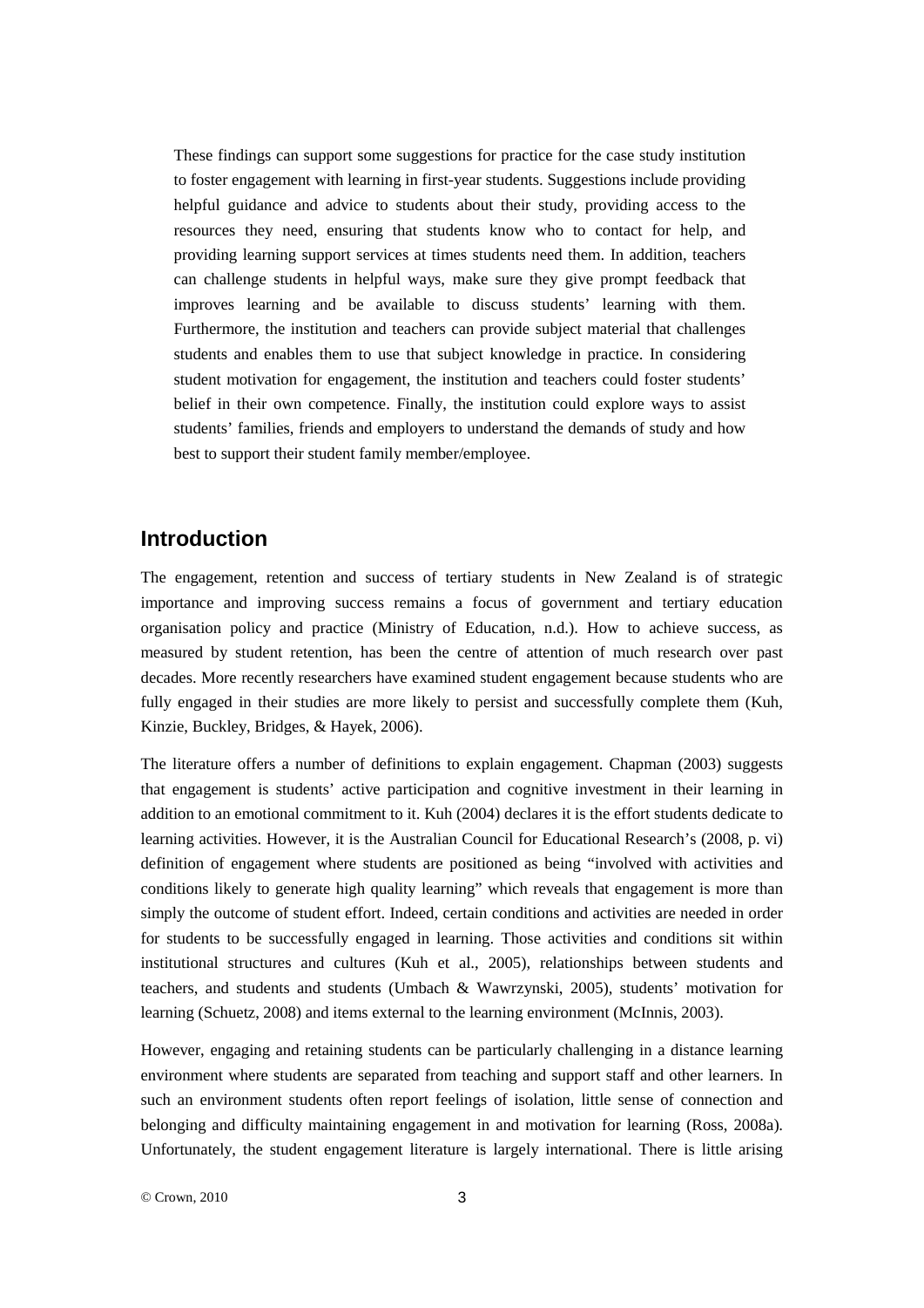These findings can support some suggestions for practice for the case study institution to foster engagement with learning in first-year students. Suggestions include providing helpful guidance and advice to students about their study, providing access to the resources they need, ensuring that students know who to contact for help, and providing learning support services at times students need them. In addition, teachers can challenge students in helpful ways, make sure they give prompt feedback that improves learning and be available to discuss students' learning with them. Furthermore, the institution and teachers can provide subject material that challenges students and enables them to use that subject knowledge in practice. In considering student motivation for engagement, the institution and teachers could foster students' belief in their own competence. Finally, the institution could explore ways to assist students' families, friends and employers to understand the demands of study and how best to support their student family member/employee.

## Introduction

The engagement, retention and success of tertiary students in New Zealand is of strategic importance and improving success remains a focus of government and tertiary education organisation policy and practice (Ministry of Education, n.d.). How to achieve success, as measured by student retention, has been the centre of attention of much research over past decades. More recently researchers have examined student engagement because students who are fully engaged in their studies are more likely to persist and successfully complete them (Kuh, Kinzie, Buckley, Bridges, & Hayek, 2006).

The literature offers a number of definitions to explain engagement. Chapman (2003) suggests that engagement is students' active participation and cognitive investment in their learning in addition to an emotional commitment to it. Kuh (2004) declares it is the effort students dedicate to learning activities. However, it is the Australian Council for Educational Research's (2008, p. vi) definition of engagement where students are positioned as being "involved with activities and conditions likely to generate high quality learning" which reveals that engagement is more than simply the outcome of student effort. Indeed, certain conditions and activities are needed in order for students to be successfully engaged in learning. Those activities and conditions sit within institutional structures and cultures (Kuh et al., 2005), relationships between students and teachers, and students and students (Umbach & Wawrzynski, 2005), students' motivation for learning (Schuetz, 2008) and items external to the learning environment (McInnis, 2003).

However, engaging and retaining students can be particularly challenging in a distance learning environment where students are separated from teaching and support staff and other learners. In such an environment students often report feelings of isolation, little sense of connection and belonging and difficulty maintaining engagement in and motivation for learning (Ross, 2008a). Unfortunately, the student engagement literature is largely international. There is little arising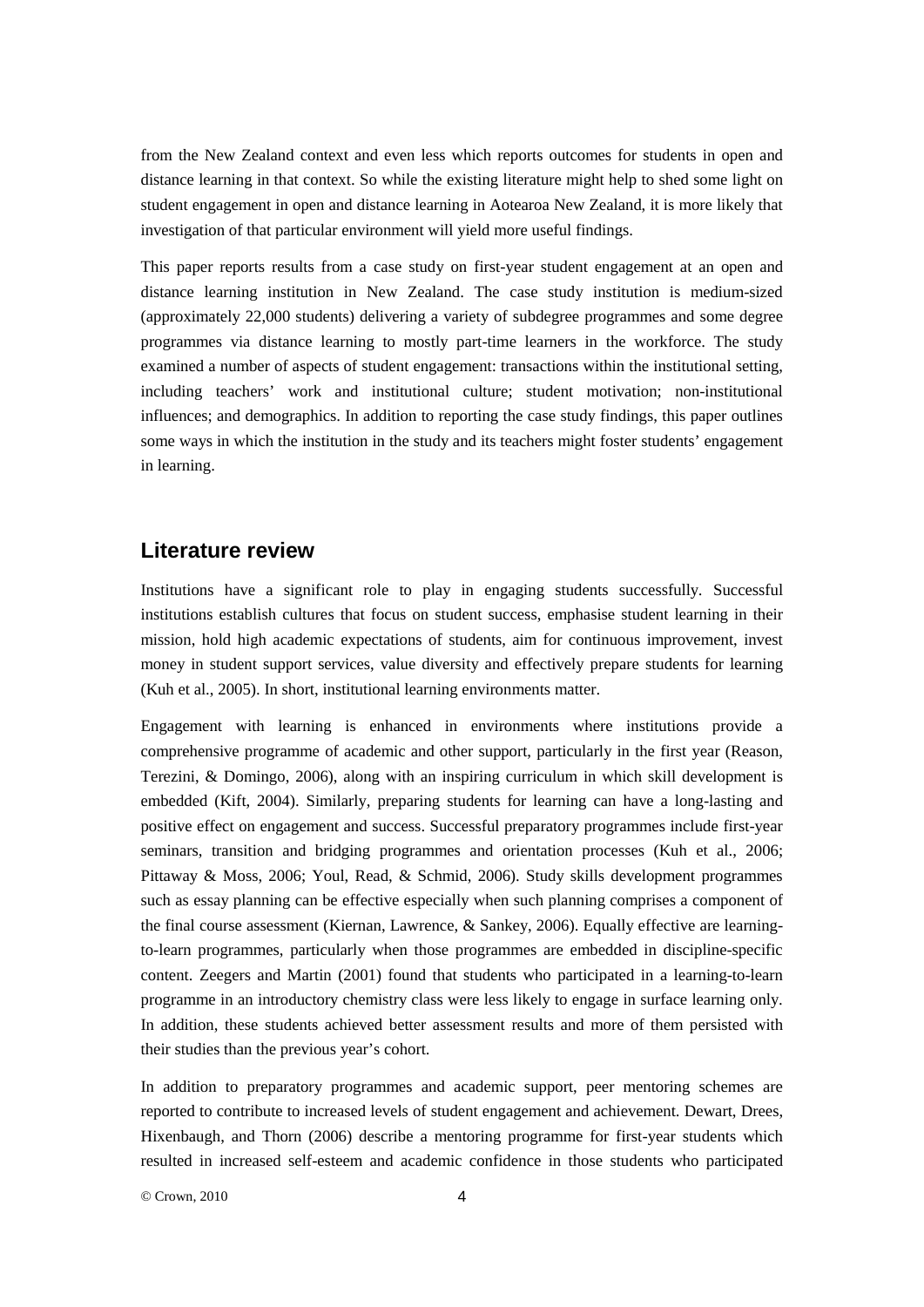from the New Zealand context and even less which reports outcomes for students in open and distance learning in that context. So while the existing literature might help to shed some light on student engagement in open and distance learning in Aotearoa New Zealand, it is more likely that investigation of that particular environment will yield more useful findings.

This paper reports results from a case study on first-year student engagement at an open and distance learning institution in New Zealand. The case study institution is medium-sized (approximately 22,000 students) delivering a variety of subdegree programmes and some degree programmes via distance learning to mostly part-time learners in the workforce. The study examined a number of aspects of student engagement: transactions within the institutional setting, including teachers' work and institutional culture; student motivation; non-institutional influences; and demographics. In addition to reporting the case study findings, this paper outlines some ways in which the institution in the study and its teachers might foster students' engagement in learning.

## Literature review

Institutions have a significant role to play in engaging students successfully. Successful institutions establish cultures that focus on student success, emphasise student learning in their mission, hold high academic expectations of students, aim for continuous improvement, invest money in student support services, value diversity and effectively prepare students for learning (Kuh et al., 2005). In short, institutional learning environments matter.

Engagement with learning is enhanced in environments where institutions provide a comprehensive programme of academic and other support, particularly in the first year (Reason, Terezini, & Domingo, 2006), along with an inspiring curriculum in which skill development is embedded (Kift, 2004). Similarly, preparing students for learning can have a long-lasting and positive effect on engagement and success. Successful preparatory programmes include first-year seminars, transition and bridging programmes and orientation processes (Kuh et al., 2006; Pittaway & Moss, 2006; Youl, Read, & Schmid, 2006). Study skills development programmes such as essay planning can be effective especially when such planning comprises a component of the final course assessment (Kiernan, Lawrence, & Sankey, 2006). Equally effective are learning-to-learn programmes, particularly when those programmes are embedded in discipline-specific content. Zeegers and Martin (2001) found that students who participated in a learning-to-learn programme in an introductory chemistry class were less likely to engage in surface learning only. In addition, these students achieved better assessment results and more of them persisted with their studies than the previous year's cohort.

In addition to preparatory programmes and academic support, peer mentoring schemes are reported to contribute to increased levels of student engagement and achievement. Dewart, Drees, Hixenbaugh, and Thorn (2006) describe a mentoring programme for first-year students which resulted in increased self-esteem and academic confidence in those students who participated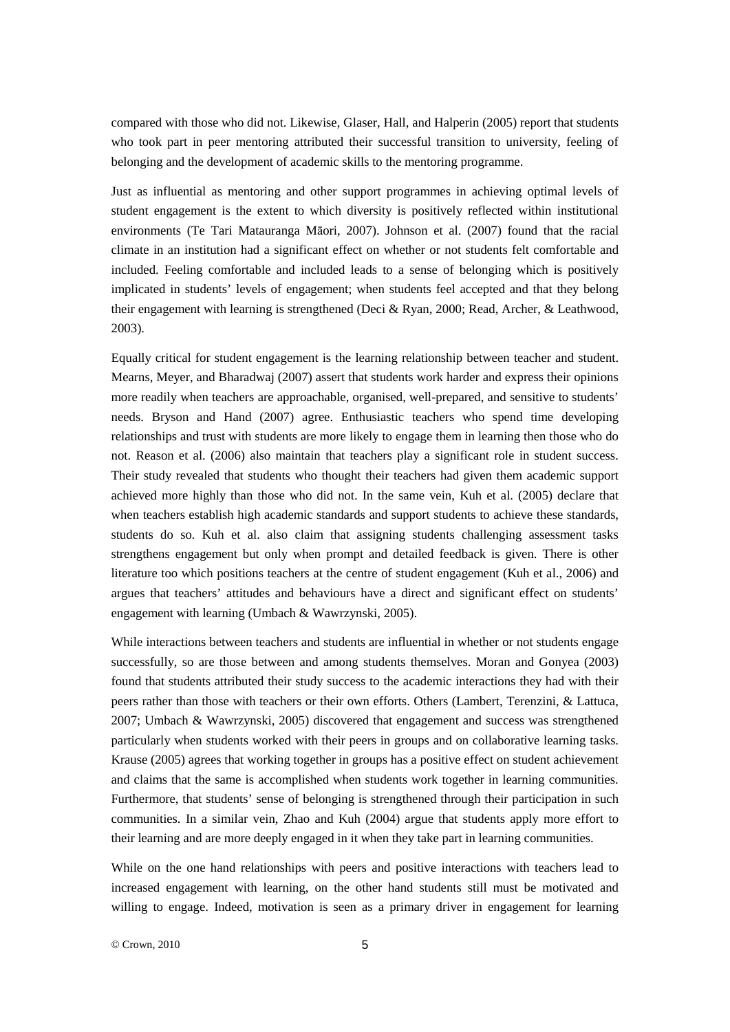compared with those who did not. Likewise, Glaser, Hall, and Halperin (2005) report that students who took part in peer mentoring attributed their successful transition to university, feeling of belonging and the development of academic skills to the mentoring programme.

Just as influential as mentoring and other support programmes in achieving optimal levels of student engagement is the extent to which diversity is positively reflected within institutional environments (Te Tari Matauranga Māori, 2007). Johnson et al. (2007) found that the racial climate in an institution had a significant effect on whether or not students felt comfortable and included. Feeling comfortable and included leads to a sense of belonging which is positively implicated in students' levels of engagement; when students feel accepted and that they belong their engagement with learning is strengthened (Deci & Ryan, 2000; Read, Archer, & Leathwood, 2003).

Equally critical for student engagement is the learning relationship between teacher and student. Mearns, Meyer, and Bharadwaj (2007) assert that students work harder and express their opinions more readily when teachers are approachable, organised, well-prepared, and sensitive to students' needs. Bryson and Hand (2007) agree. Enthusiastic teachers who spend time developing relationships and trust with students are more likely to engage them in learning then those who do not. Reason et al. (2006) also maintain that teachers play a significant role in student success. Their study revealed that students who thought their teachers had given them academic support achieved more highly than those who did not. In the same vein, Kuh et al. (2005) declare that when teachers establish high academic standards and support students to achieve these standards, students do so. Kuh et al. also claim that assigning students challenging assessment tasks strengthens engagement but only when prompt and detailed feedback is given. There is other literature too which positions teachers at the centre of student engagement (Kuh et al., 2006) and argues that teachers' attitudes and behaviours have a direct and significant effect on students' engagement with learning (Umbach & Wawrzynski, 2005).

While interactions between teachers and students are influential in whether or not students engage successfully, so are those between and among students themselves. Moran and Gonyea (2003) found that students attributed their study success to the academic interactions they had with their peers rather than those with teachers or their own efforts. Others (Lambert, Terenzini, & Lattuca, 2007; Umbach & Wawrzynski, 2005) discovered that engagement and success was strengthened particularly when students worked with their peers in groups and on collaborative learning tasks. Krause (2005) agrees that working together in groups has a positive effect on student achievement and claims that the same is accomplished when students work together in learning communities. Furthermore, that students' sense of belonging is strengthened through their participation in such communities. In a similar vein, Zhao and Kuh (2004) argue that students apply more effort to their learning and are more deeply engaged in it when they take part in learning communities.

While on the one hand relationships with peers and positive interactions with teachers lead to increased engagement with learning, on the other hand students still must be motivated and willing to engage. Indeed, motivation is seen as a primary driver in engagement for learning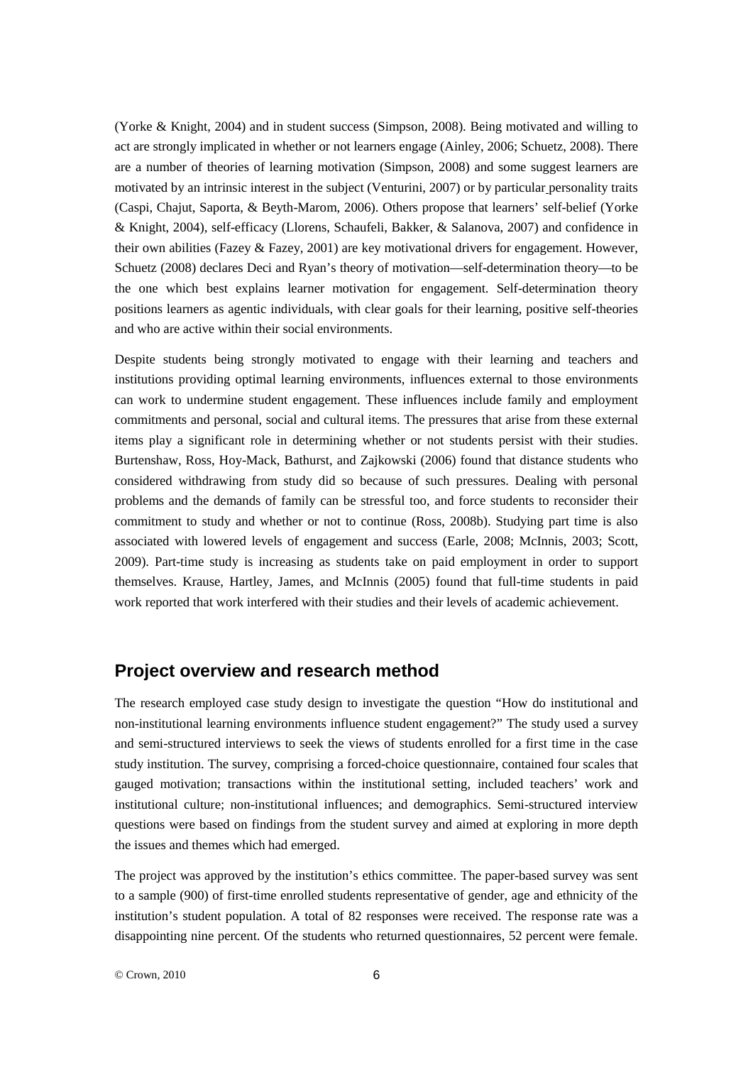(Yorke & Knight, 2004) and in student success (Simpson, 2008). Being motivated and willing to act are strongly implicated in whether or not learners engage (Ainley, 2006; Schuetz, 2008). There are a number of theories of learning motivation (Simpson, 2008) and some suggest learners are motivated by an intrinsic interest in the subject (Venturini, 2007) or by particular personality traits (Caspi, Chajut, Saporta, & Beyth-Marom, 2006). Others propose that learners' self-belief (Yorke & Knight, 2004), self-efficacy (Llorens, Schaufeli, Bakker, & Salanova, 2007) and confidence in their own abilities (Fazey & Fazey, 2001) are key motivational drivers for engagement. However, Schuetz (2008) declares Deci and Ryan's theory of motivation—self-determination theory—to be the one which best explains learner motivation for engagement. Self-determination theory positions learners as agentic individuals, with clear goals for their learning, positive self-theories and who are active within their social environments.

Despite students being strongly motivated to engage with their learning and teachers and institutions providing optimal learning environments, influences external to those environments can work to undermine student engagement. These influences include family and employment commitments and personal, social and cultural items. The pressures that arise from these external items play a significant role in determining whether or not students persist with their studies. Burtenshaw, Ross, Hoy-Mack, Bathurst, and Zajkowski (2006) found that distance students who considered withdrawing from study did so because of such pressures. Dealing with personal problems and the demands of family can be stressful too, and force students to reconsider their commitment to study and whether or not to continue (Ross, 2008b). Studying part time is also associated with lowered levels of engagement and success (Earle, 2008; McInnis, 2003; Scott, 2009). Part-time study is increasing as students take on paid employment in order to support themselves. Krause, Hartley, James, and McInnis (2005) found that full-time students in paid work reported that work interfered with their studies and their levels of academic achievement.

## Project overview and research method

The research employed case study design to investigate the question "How do institutional and non-institutional learning environments influence student engagement?" The study used a survey and semi-structured interviews to seek the views of students enrolled for a first time in the case study institution. The survey, comprising a forced-choice questionnaire, contained four scales that gauged motivation; transactions within the institutional setting, included teachers' work and institutional culture; non-institutional influences; and demographics. Semi-structured interview questions were based on findings from the student survey and aimed at exploring in more depth the issues and themes which had emerged.

The project was approved by the institution's ethics committee. The paper-based survey was sent to a sample (900) of first-time enrolled students representative of gender, age and ethnicity of the institution's student population. A total of 82 responses were received. The response rate was a disappointing nine percent. Of the students who returned questionnaires, 52 percent were female.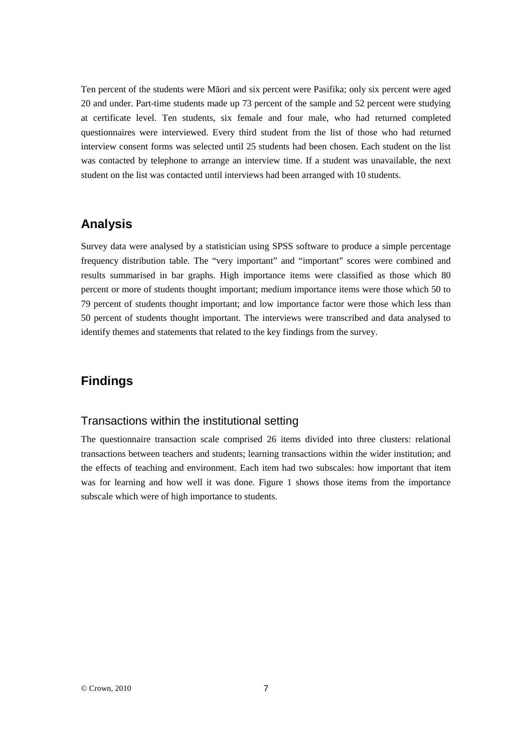Ten percent of the students were Māori and six percent were Pasifika; only six percent were aged 20 and under. Part-time students made up 73 percent of the sample and 52 percent were studying at certificate level. Ten students, six female and four male, who had returned completed questionnaires were interviewed. Every third student from the list of those who had returned interview consent forms was selected until 25 students had been chosen. Each student on the list was contacted by telephone to arrange an interview time. If a student was unavailable, the next student on the list was contacted until interviews had been arranged with 10 students.

## Analysis

Survey data were analysed by a statistician using SPSS software to produce a simple percentage frequency distribution table. The "very important" and "important" scores were combined and results summarised in bar graphs. High importance items were classified as those which 80 percent or more of students thought important; medium importance items were those which 50 to 79 percent of students thought important; and low importance factor were those which less than 50 percent of students thought important. The interviews were transcribed and data analysed to identify themes and statements that related to the key findings from the survey.

## Findings

### Transactions within the institutional setting

The questionnaire transaction scale comprised 26 items divided into three clusters: relational transactions between teachers and students; learning transactions within the wider institution; and the effects of teaching and environment. Each item had two subscales: how important that item was for learning and how well it was done. Figure 1 shows those items from the importance subscale which were of high importance to students.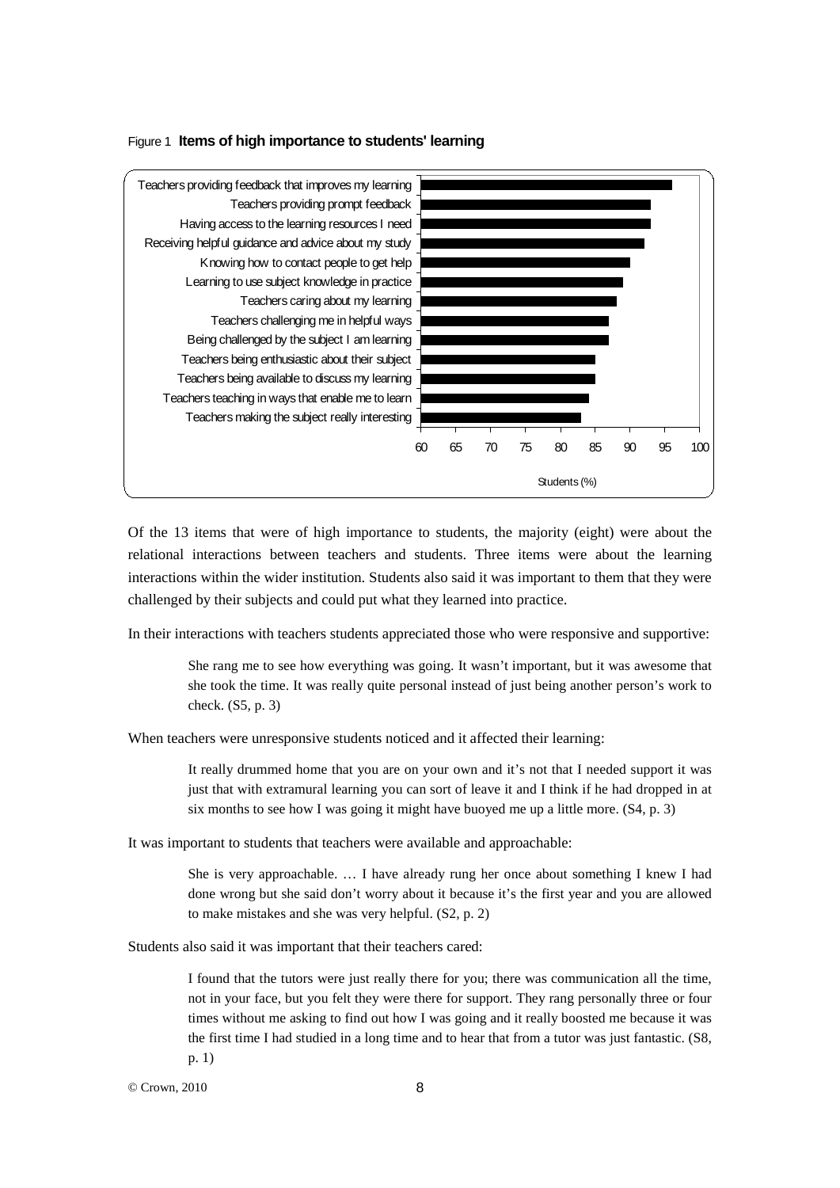Figure 1 **Items of high importance to students' learning**

| Item | Students (%) |
| --- | --- |
| Teachers providing feedback that improves my learning | 96 |
| Teachers providing prompt feedback | 93 |
| Having access to the learning resources I need | 93 |
| Receiving helpful guidance and advice about my study | 92 |
| Knowing how to contact people to get help | 90 |
| Learning to use subject knowledge in practice | 89 |
| Teachers caring about my learning | 88 |
| Teachers challenging me in helpful ways | 87 |
| Being challenged by the subject I am learning | 87 |
| Teachers being enthusiastic about their subject | 85 |
| Teachers being available to discuss my learning | 85 |
| Teachers teaching in ways that enable me to learn | 84 |
| Teachers making the subject really interesting | 83 |

Of the 13 items that were of high importance to students, the majority (eight) were about the relational interactions between teachers and students. Three items were about the learning interactions within the wider institution. Students also said it was important to them that they were challenged by their subjects and could put what they learned into practice.

In their interactions with teachers students appreciated those who were responsive and supportive:

> She rang me to see how everything was going. It wasn't important, but it was awesome that she took the time. It was really quite personal instead of just being another person's work to check. (S5, p. 3)

When teachers were unresponsive students noticed and it affected their learning:

> It really drummed home that you are on your own and it's not that I needed support it was just that with extramural learning you can sort of leave it and I think if he had dropped in at six months to see how I was going it might have buoyed me up a little more. (S4, p. 3)

It was important to students that teachers were available and approachable:

> She is very approachable. … I have already rung her once about something I knew I had done wrong but she said don't worry about it because it's the first year and you are allowed to make mistakes and she was very helpful. (S2, p. 2)

Students also said it was important that their teachers cared:

> I found that the tutors were just really there for you; there was communication all the time, not in your face, but you felt they were there for support. They rang personally three or four times without me asking to find out how I was going and it really boosted me because it was the first time I had studied in a long time and to hear that from a tutor was just fantastic. (S8, p. 1)

© Crown, 2010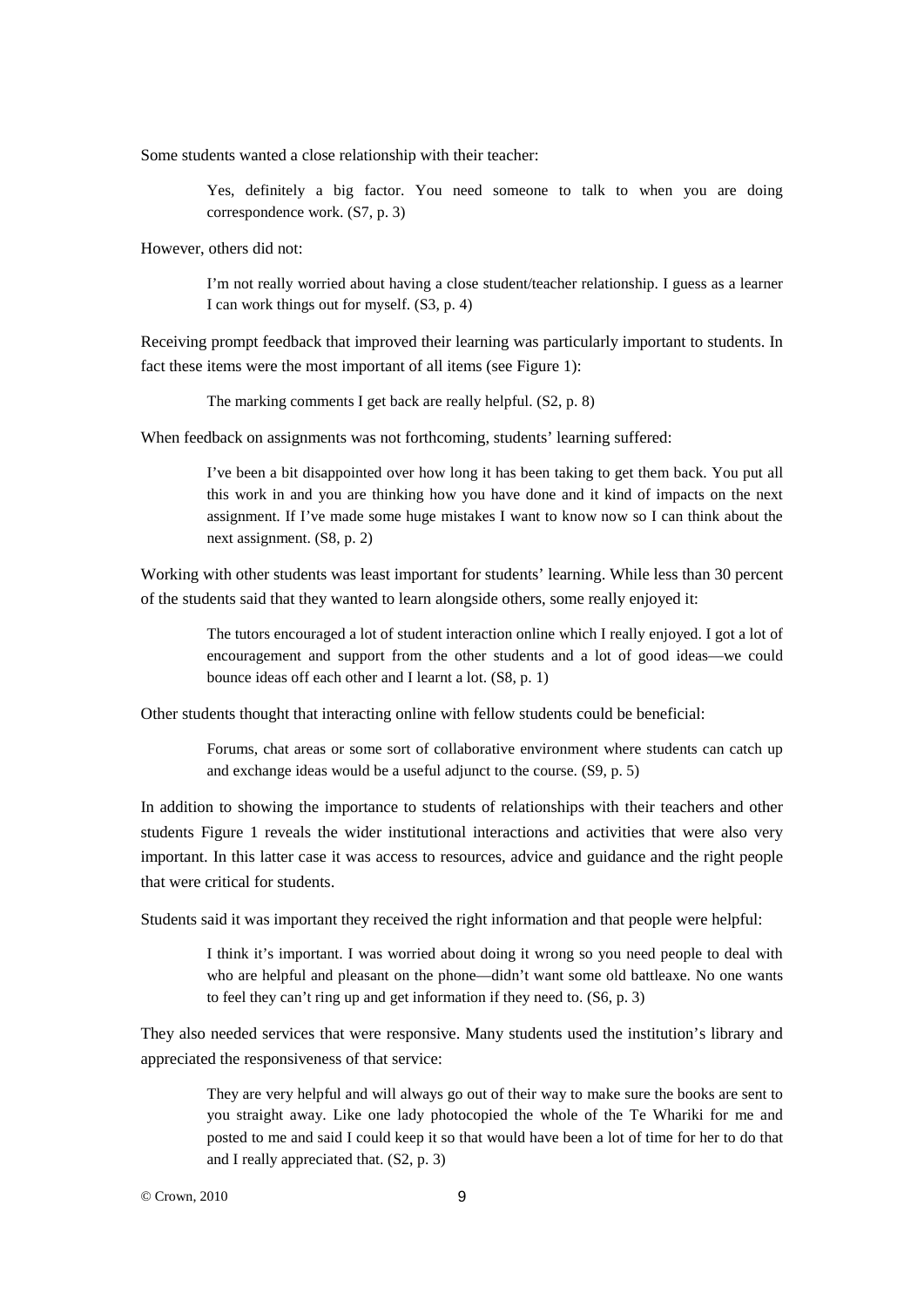Some students wanted a close relationship with their teacher:

> Yes, definitely a big factor. You need someone to talk to when you are doing correspondence work. (S7, p. 3)

However, others did not:

> I'm not really worried about having a close student/teacher relationship. I guess as a learner I can work things out for myself. (S3, p. 4)

Receiving prompt feedback that improved their learning was particularly important to students. In fact these items were the most important of all items (see Figure 1):

> The marking comments I get back are really helpful. (S2, p. 8)

When feedback on assignments was not forthcoming, students' learning suffered:

> I've been a bit disappointed over how long it has been taking to get them back. You put all this work in and you are thinking how you have done and it kind of impacts on the next assignment. If I've made some huge mistakes I want to know now so I can think about the next assignment. (S8, p. 2)

Working with other students was least important for students' learning. While less than 30 percent of the students said that they wanted to learn alongside others, some really enjoyed it:

> The tutors encouraged a lot of student interaction online which I really enjoyed. I got a lot of encouragement and support from the other students and a lot of good ideas—we could bounce ideas off each other and I learnt a lot. (S8, p. 1)

Other students thought that interacting online with fellow students could be beneficial:

> Forums, chat areas or some sort of collaborative environment where students can catch up and exchange ideas would be a useful adjunct to the course. (S9, p. 5)

In addition to showing the importance to students of relationships with their teachers and other students Figure 1 reveals the wider institutional interactions and activities that were also very important. In this latter case it was access to resources, advice and guidance and the right people that were critical for students.

Students said it was important they received the right information and that people were helpful:

> I think it's important. I was worried about doing it wrong so you need people to deal with who are helpful and pleasant on the phone—didn't want some old battleaxe. No one wants to feel they can't ring up and get information if they need to. (S6, p. 3)

They also needed services that were responsive. Many students used the institution's library and appreciated the responsiveness of that service:

> They are very helpful and will always go out of their way to make sure the books are sent to you straight away. Like one lady photocopied the whole of the Te Whariki for me and posted to me and said I could keep it so that would have been a lot of time for her to do that and I really appreciated that. (S2, p. 3)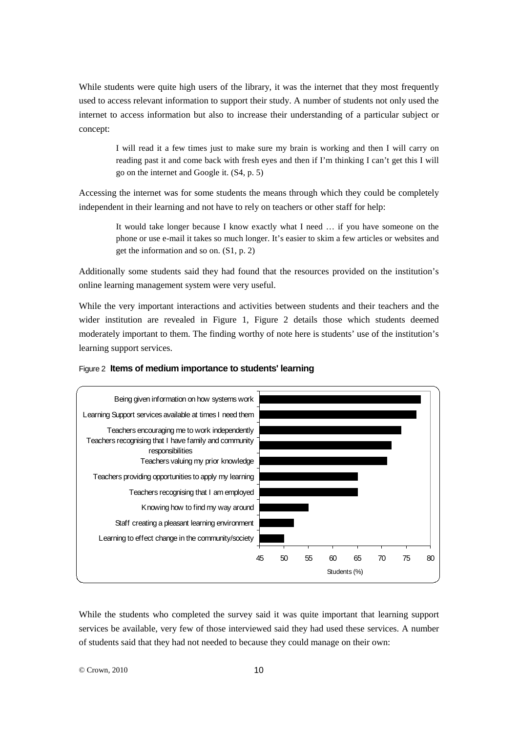While students were quite high users of the library, it was the internet that they most frequently used to access relevant information to support their study. A number of students not only used the internet to access information but also to increase their understanding of a particular subject or concept:

> I will read it a few times just to make sure my brain is working and then I will carry on reading past it and come back with fresh eyes and then if I'm thinking I can't get this I will go on the internet and Google it. (S4, p. 5)

Accessing the internet was for some students the means through which they could be completely independent in their learning and not have to rely on teachers or other staff for help:

> It would take longer because I know exactly what I need … if you have someone on the phone or use e-mail it takes so much longer. It's easier to skim a few articles or websites and get the information and so on. (S1, p. 2)

Additionally some students said they had found that the resources provided on the institution's online learning management system were very useful.

While the very important interactions and activities between students and their teachers and the wider institution are revealed in Figure 1, Figure 2 details those which students deemed moderately important to them. The finding worthy of note here is students' use of the institution's learning support services.

Figure 2 **Items of medium importance to students' learning**

- Being given information on how systems work
- Learning Support services available at times I need them
- Teachers encouraging me to work independently
- Teachers recognising that I have family and community responsibilities
- Teachers valuing my prior knowledge
- Teachers providing opportunities to apply my learning
- Teachers recognising that I am employed
- Knowing how to find my way around
- Staff creating a pleasant learning environment
- Learning to effect change in the community/society

Students (%)

While the students who completed the survey said it was quite important that learning support services be available, very few of those interviewed said they had used these services. A number of students said that they had not needed to because they could manage on their own: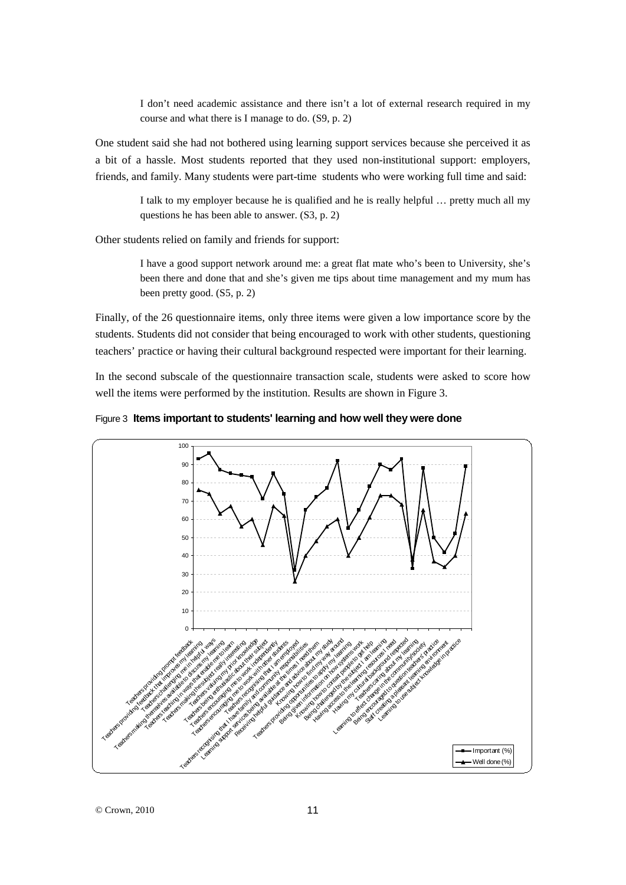> I don't need academic assistance and there isn't a lot of external research required in my course and what there is I manage to do. (S9, p. 2)

One student said she had not bothered using learning support services because she perceived it as a bit of a hassle. Most students reported that they used non-institutional support: employers, friends, and family. Many students were part-time students who were working full time and said:

> I talk to my employer because he is qualified and he is really helpful … pretty much all my questions he has been able to answer. (S3, p. 2)

Other students relied on family and friends for support:

> I have a good support network around me: a great flat mate who's been to University, she's been there and done that and she's given me tips about time management and my mum has been pretty good. (S5, p. 2)

Finally, of the 26 questionnaire items, only three items were given a low importance score by the students. Students did not consider that being encouraged to work with other students, questioning teachers' practice or having their cultural background respected were important for their learning.

In the second subscale of the questionnaire transaction scale, students were asked to score how well the items were performed by the institution. Results are shown in Figure 3.

Figure 3 **Items important to students' learning and how well they were done**

| Item | Important (%) | Well done (%) |
|---|---|---|
| Teachers providing prompt feedback | 93 | 76 |
| Teachers providing feedback that improves my learning | 96 | 74 |
| Teachers challenging me in helpful ways | 87 | 63 |
| Teachers making themselves available to discuss my learning | 85 | 67 |
| Teachers teaching in ways that enable me to learn | 84 | 56 |
| Teachers making the subject really interesting | 83 | 60 |
| Teachers valuing my prior knowledge | 71 | 46 |
| Teachers being enthusiastic about their subject | 85 | 67 |
| Teachers encouraging me to work independently | 74 | 62 |
| Teachers encouraging me to work with other students | 32 | 26 |
| Teachers recognising that I am employed | 65 | 40 |
| Teachers recognising that I have family and community responsibilities | 72 | 48 |
| Learning support services being available at the times I need them | 77 | 56 |
| Receiving helpful guidance and advice about my study | 92 | 60 |
| Knowing how to find my way around | 55 | 40 |
| Teachers providing opportunities to apply my learning | 65 | 50 |
| Being given information on how systems work | 78 | 61 |
| Knowing how to contact people to get help | 90 | 73 |
| Being challenged by the subject I am learning | 87 | 73 |
| Having access to the learning resources I need | 93 | 68 |
| Having my cultural background respected | 33 | 38 |
| Teachers caring about my learning | 88 | 65 |
| Learning to effect change in the community/society | 50 | 37 |
| Being encouraged to question teachers' practice | 42 | 34 |
| Staff creating a pleasant learning environment | 52 | 40 |
| Learning to use subject knowledge in practice | 89 | 63 |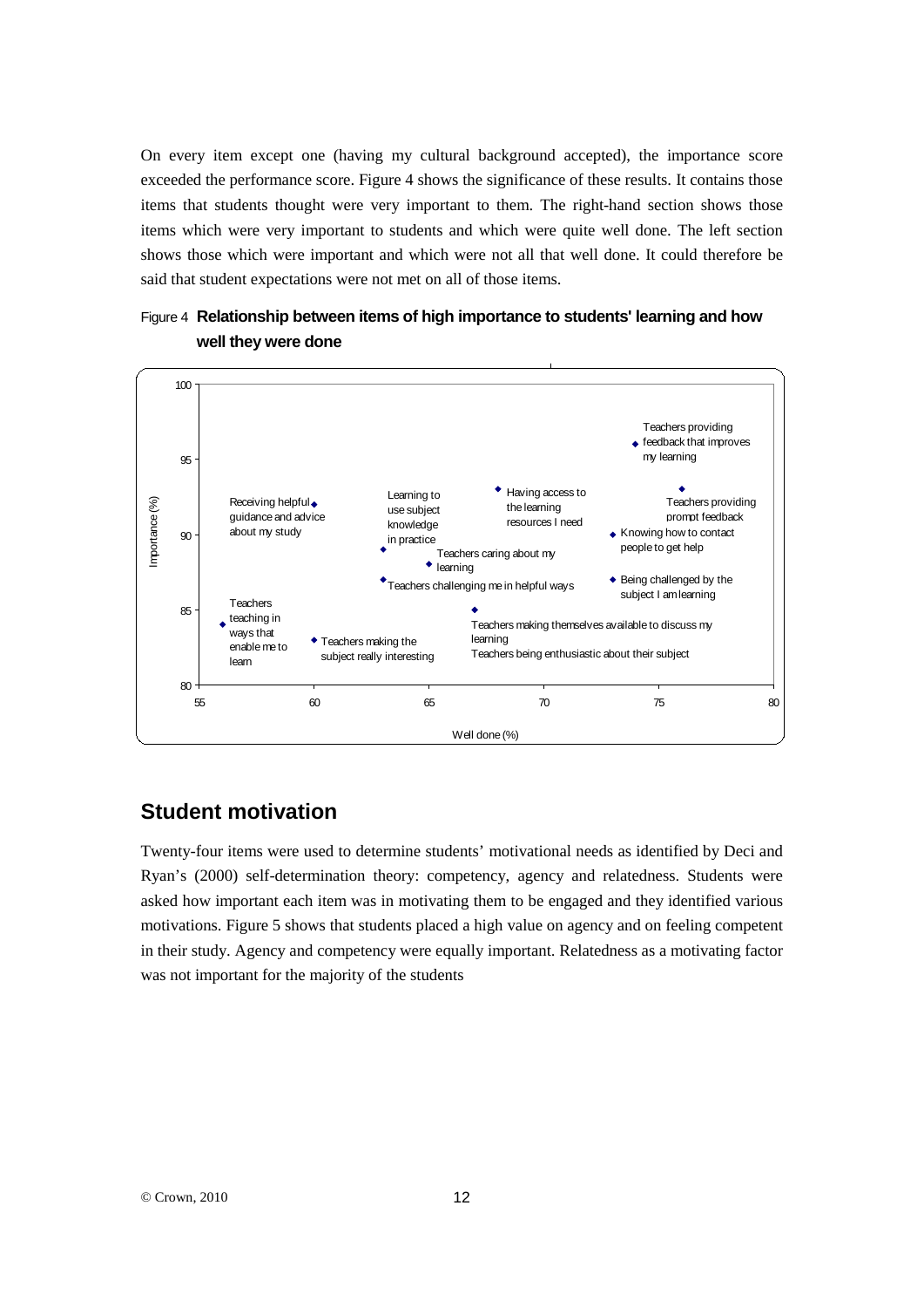On every item except one (having my cultural background accepted), the importance score exceeded the performance score. Figure 4 shows the significance of these results. It contains those items that students thought were very important to them. The right-hand section shows those items which were very important to students and which were quite well done. The left section shows those which were important and which were not all that well done. It could therefore be said that student expectations were not met on all of those items.

Figure 4 **Relationship between items of high importance to students' learning and how well they were done**

## Student motivation

Twenty-four items were used to determine students' motivational needs as identified by Deci and Ryan's (2000) self-determination theory: competency, agency and relatedness. Students were asked how important each item was in motivating them to be engaged and they identified various motivations. Figure 5 shows that students placed a high value on agency and on feeling competent in their study. Agency and competency were equally important. Relatedness as a motivating factor was not important for the majority of the students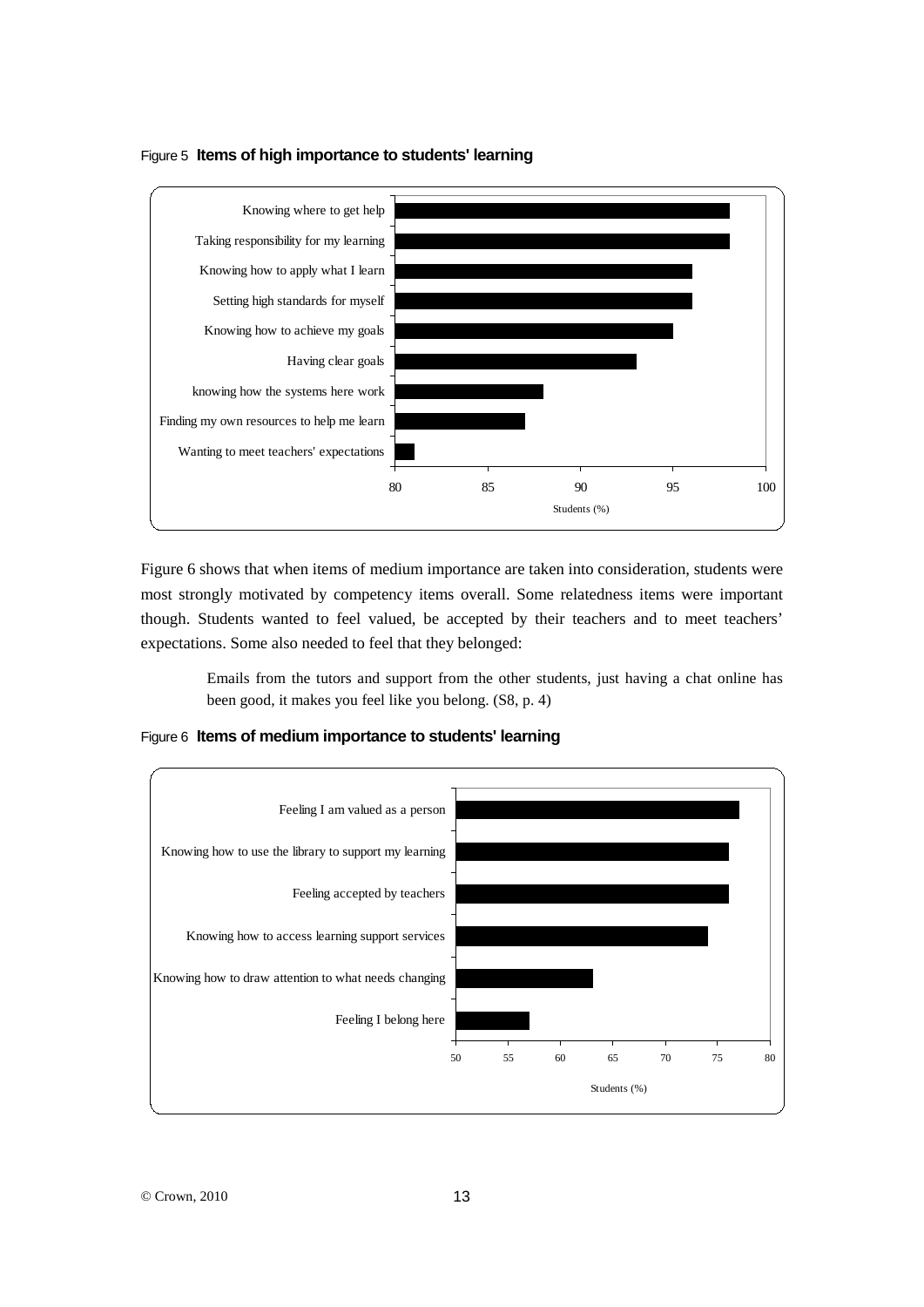Figure 5 **Items of high importance to students' learning**

Figure 6 shows that when items of medium importance are taken into consideration, students were most strongly motivated by competency items overall. Some relatedness items were important though. Students wanted to feel valued, be accepted by their teachers and to meet teachers' expectations. Some also needed to feel that they belonged:

> Emails from the tutors and support from the other students, just having a chat online has been good, it makes you feel like you belong. (S8, p. 4)

Figure 6 **Items of medium importance to students' learning**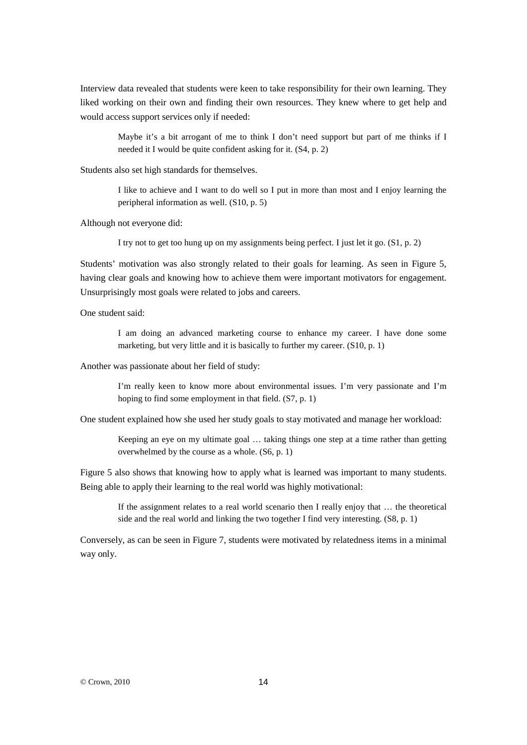Interview data revealed that students were keen to take responsibility for their own learning. They liked working on their own and finding their own resources. They knew where to get help and would access support services only if needed:

> Maybe it's a bit arrogant of me to think I don't need support but part of me thinks if I needed it I would be quite confident asking for it. (S4, p. 2)

Students also set high standards for themselves.

> I like to achieve and I want to do well so I put in more than most and I enjoy learning the peripheral information as well. (S10, p. 5)

Although not everyone did:

> I try not to get too hung up on my assignments being perfect. I just let it go. (S1, p. 2)

Students' motivation was also strongly related to their goals for learning. As seen in Figure 5, having clear goals and knowing how to achieve them were important motivators for engagement. Unsurprisingly most goals were related to jobs and careers.

One student said:

> I am doing an advanced marketing course to enhance my career. I have done some marketing, but very little and it is basically to further my career. (S10, p. 1)

Another was passionate about her field of study:

> I'm really keen to know more about environmental issues. I'm very passionate and I'm hoping to find some employment in that field. (S7, p. 1)

One student explained how she used her study goals to stay motivated and manage her workload:

> Keeping an eye on my ultimate goal … taking things one step at a time rather than getting overwhelmed by the course as a whole. (S6, p. 1)

Figure 5 also shows that knowing how to apply what is learned was important to many students. Being able to apply their learning to the real world was highly motivational:

> If the assignment relates to a real world scenario then I really enjoy that … the theoretical side and the real world and linking the two together I find very interesting. (S8, p. 1)

Conversely, as can be seen in Figure 7, students were motivated by relatedness items in a minimal way only.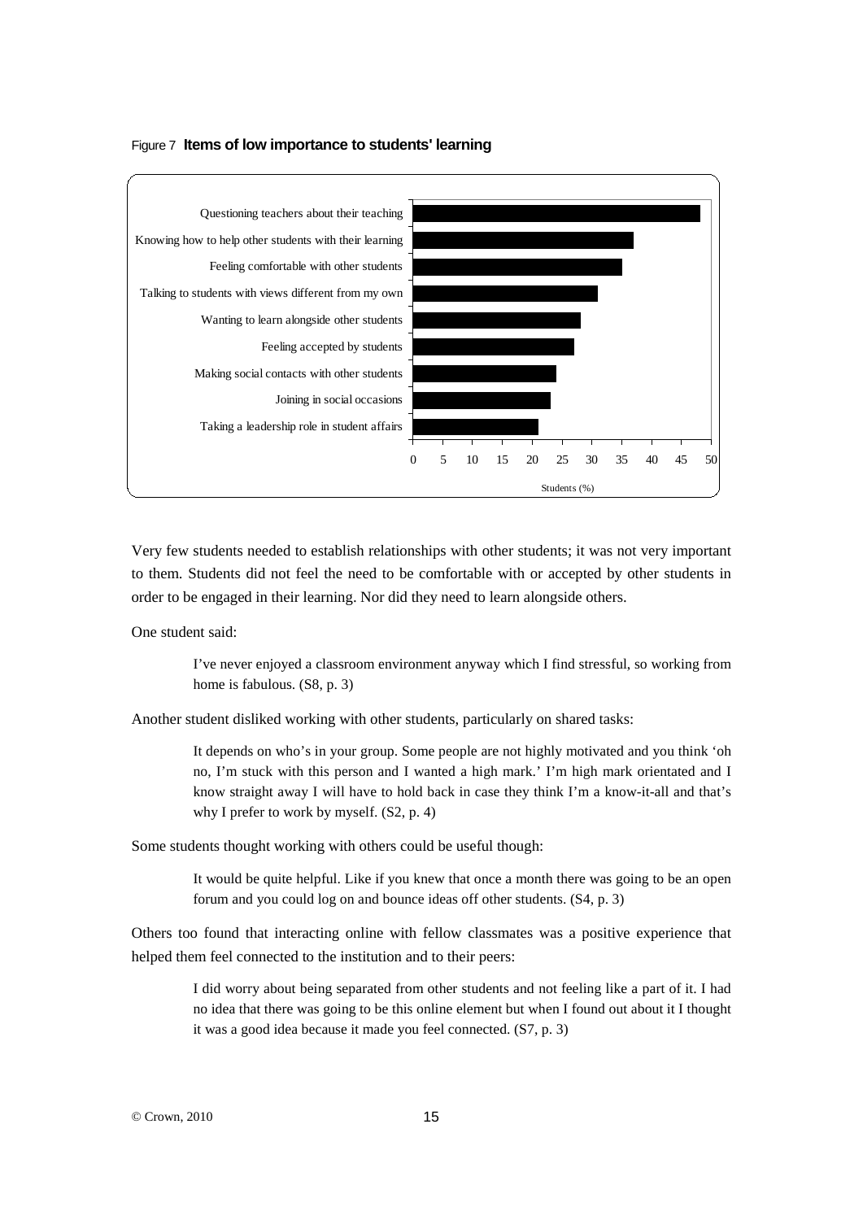Figure 7 **Items of low importance to students' learning**

- Questioning teachers about their teaching
- Knowing how to help other students with their learning
- Feeling comfortable with other students
- Talking to students with views different from my own
- Wanting to learn alongside other students
- Feeling accepted by students
- Making social contacts with other students
- Joining in social occasions
- Taking a leadership role in student affairs

Students (%)

Very few students needed to establish relationships with other students; it was not very important to them. Students did not feel the need to be comfortable with or accepted by other students in order to be engaged in their learning. Nor did they need to learn alongside others.

One student said:

> I've never enjoyed a classroom environment anyway which I find stressful, so working from home is fabulous. (S8, p. 3)

Another student disliked working with other students, particularly on shared tasks:

> It depends on who's in your group. Some people are not highly motivated and you think 'oh no, I'm stuck with this person and I wanted a high mark.' I'm high mark orientated and I know straight away I will have to hold back in case they think I'm a know-it-all and that's why I prefer to work by myself. (S2, p. 4)

Some students thought working with others could be useful though:

> It would be quite helpful. Like if you knew that once a month there was going to be an open forum and you could log on and bounce ideas off other students. (S4, p. 3)

Others too found that interacting online with fellow classmates was a positive experience that helped them feel connected to the institution and to their peers:

> I did worry about being separated from other students and not feeling like a part of it. I had no idea that there was going to be this online element but when I found out about it I thought it was a good idea because it made you feel connected. (S7, p. 3)

© Crown, 2010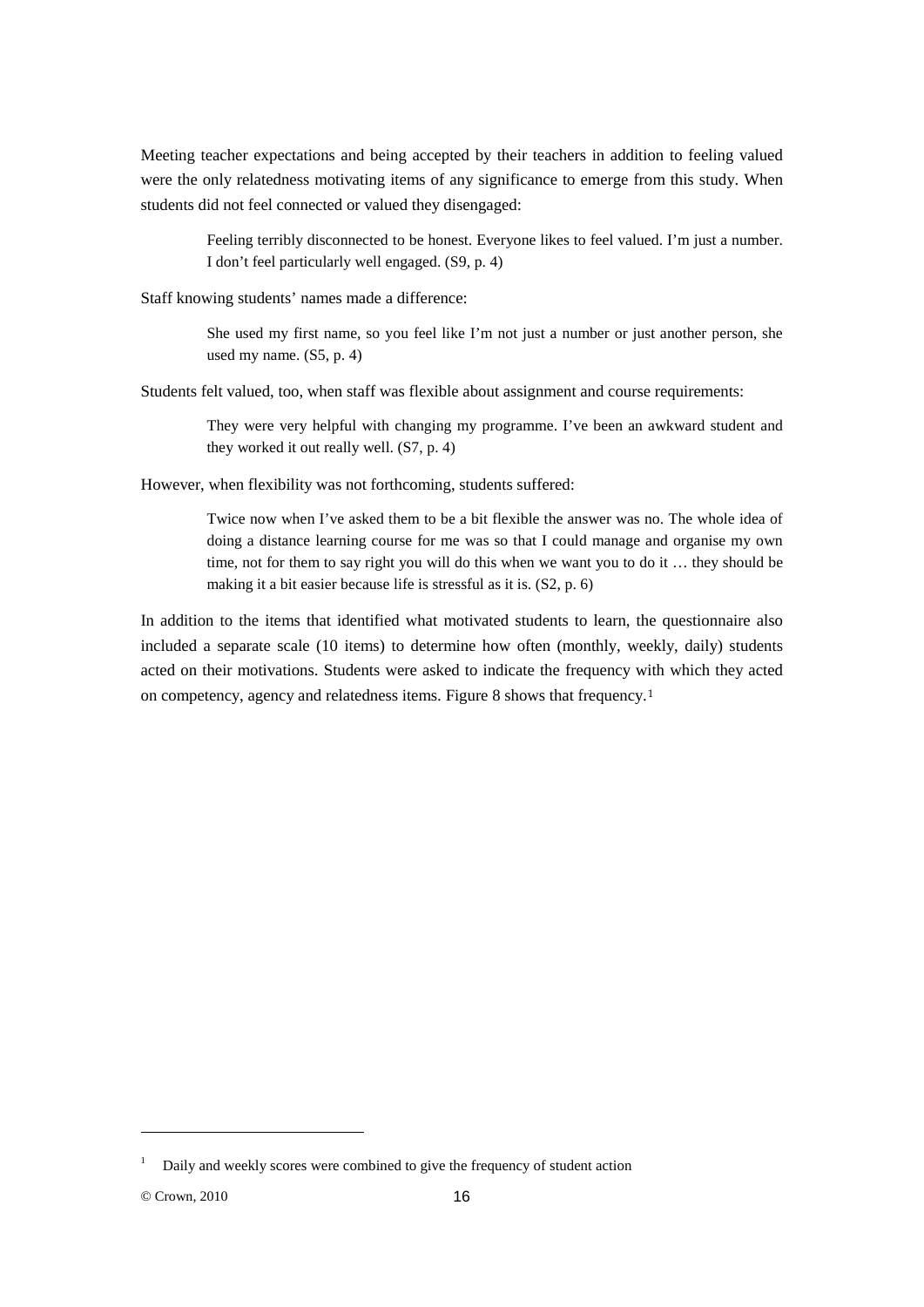Meeting teacher expectations and being accepted by their teachers in addition to feeling valued were the only relatedness motivating items of any significance to emerge from this study. When students did not feel connected or valued they disengaged:

> Feeling terribly disconnected to be honest. Everyone likes to feel valued. I'm just a number. I don't feel particularly well engaged. (S9, p. 4)

Staff knowing students' names made a difference:

> She used my first name, so you feel like I'm not just a number or just another person, she used my name. (S5, p. 4)

Students felt valued, too, when staff was flexible about assignment and course requirements:

> They were very helpful with changing my programme. I've been an awkward student and they worked it out really well. (S7, p. 4)

However, when flexibility was not forthcoming, students suffered:

> Twice now when I've asked them to be a bit flexible the answer was no. The whole idea of doing a distance learning course for me was so that I could manage and organise my own time, not for them to say right you will do this when we want you to do it … they should be making it a bit easier because life is stressful as it is. (S2, p. 6)

In addition to the items that identified what motivated students to learn, the questionnaire also included a separate scale (10 items) to determine how often (monthly, weekly, daily) students acted on their motivations. Students were asked to indicate the frequency with which they acted on competency, agency and relatedness items. Figure 8 shows that frequency.[1]

---

[1] Daily and weekly scores were combined to give the frequency of student action

© Crown, 2010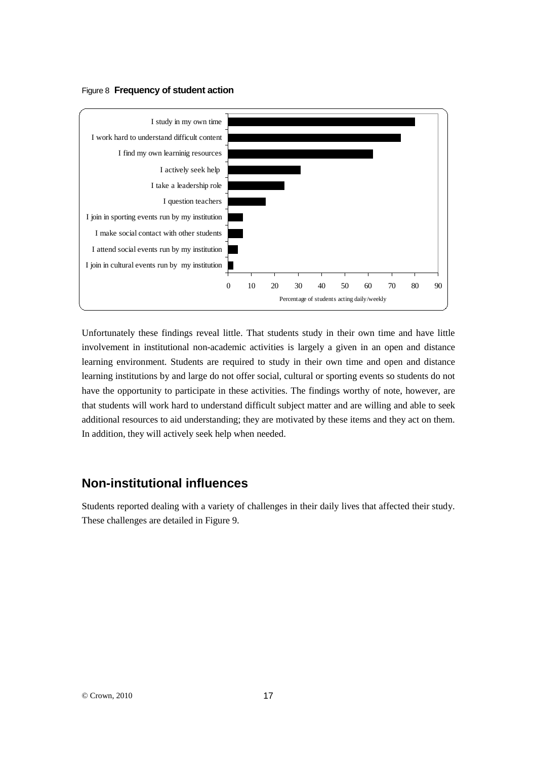Figure 8 **Frequency of student action**

| Action | Percentage of students acting daily/weekly |
| --- | --- |
| I study in my own time | 80 |
| I work hard to understand difficult content | 74 |
| I find my own learninig resources | 62 |
| I actively seek help | 31 |
| I take a leadership role | 24 |
| I question teachers | 16 |
| I join in sporting events run by my institution | 6 |
| I make social contact with other students | 6 |
| I attend social events run by my institution | 4 |
| I join in cultural events run by my institution | 2 |

Unfortunately these findings reveal little. That students study in their own time and have little involvement in institutional non-academic activities is largely a given in an open and distance learning environment. Students are required to study in their own time and open and distance learning institutions by and large do not offer social, cultural or sporting events so students do not have the opportunity to participate in these activities. The findings worthy of note, however, are that students will work hard to understand difficult subject matter and are willing and able to seek additional resources to aid understanding; they are motivated by these items and they act on them. In addition, they will actively seek help when needed.

## Non-institutional influences

Students reported dealing with a variety of challenges in their daily lives that affected their study. These challenges are detailed in Figure 9.

© Crown, 2010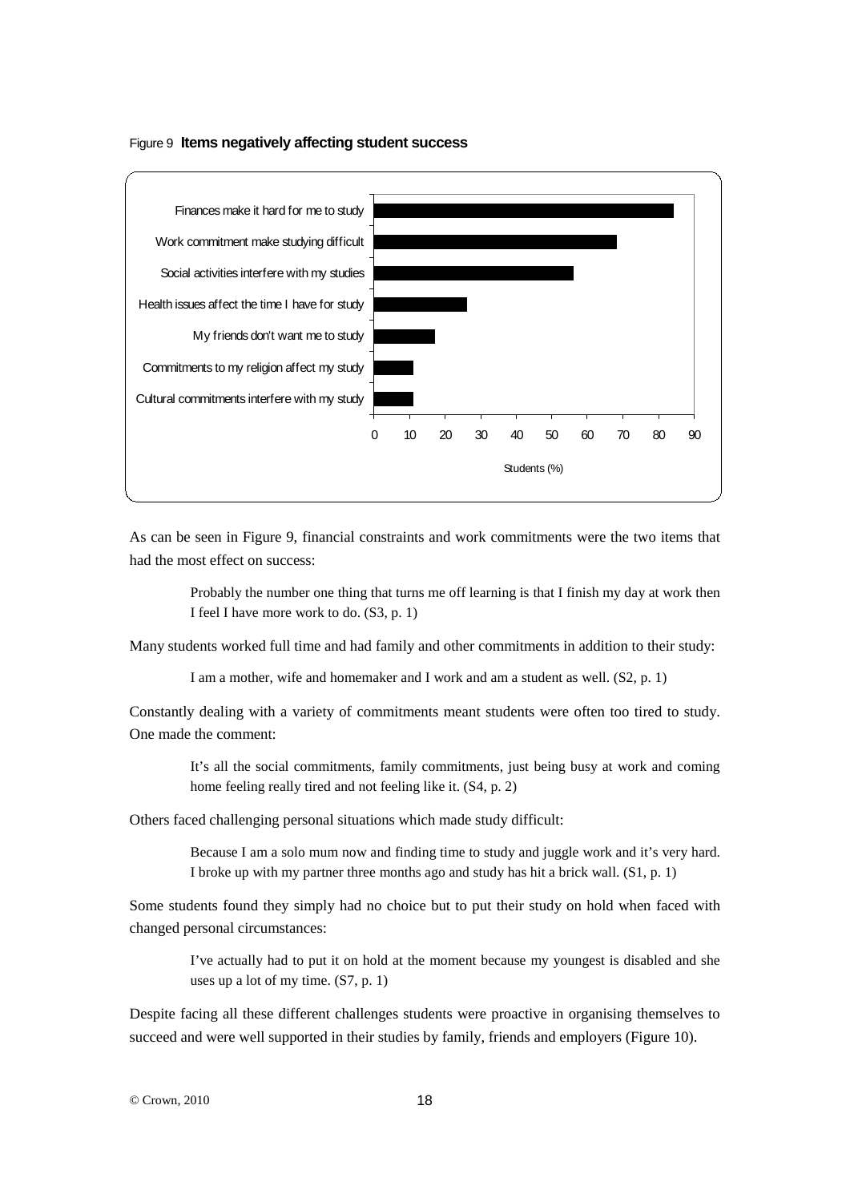Figure 9 **Items negatively affecting student success**

As can be seen in Figure 9, financial constraints and work commitments were the two items that had the most effect on success:

> Probably the number one thing that turns me off learning is that I finish my day at work then I feel I have more work to do. (S3, p. 1)

Many students worked full time and had family and other commitments in addition to their study:

> I am a mother, wife and homemaker and I work and am a student as well. (S2, p. 1)

Constantly dealing with a variety of commitments meant students were often too tired to study. One made the comment:

> It's all the social commitments, family commitments, just being busy at work and coming home feeling really tired and not feeling like it. (S4, p. 2)

Others faced challenging personal situations which made study difficult:

> Because I am a solo mum now and finding time to study and juggle work and it's very hard. I broke up with my partner three months ago and study has hit a brick wall. (S1, p. 1)

Some students found they simply had no choice but to put their study on hold when faced with changed personal circumstances:

> I've actually had to put it on hold at the moment because my youngest is disabled and she uses up a lot of my time. (S7, p. 1)

Despite facing all these different challenges students were proactive in organising themselves to succeed and were well supported in their studies by family, friends and employers (Figure 10).

© Crown, 2010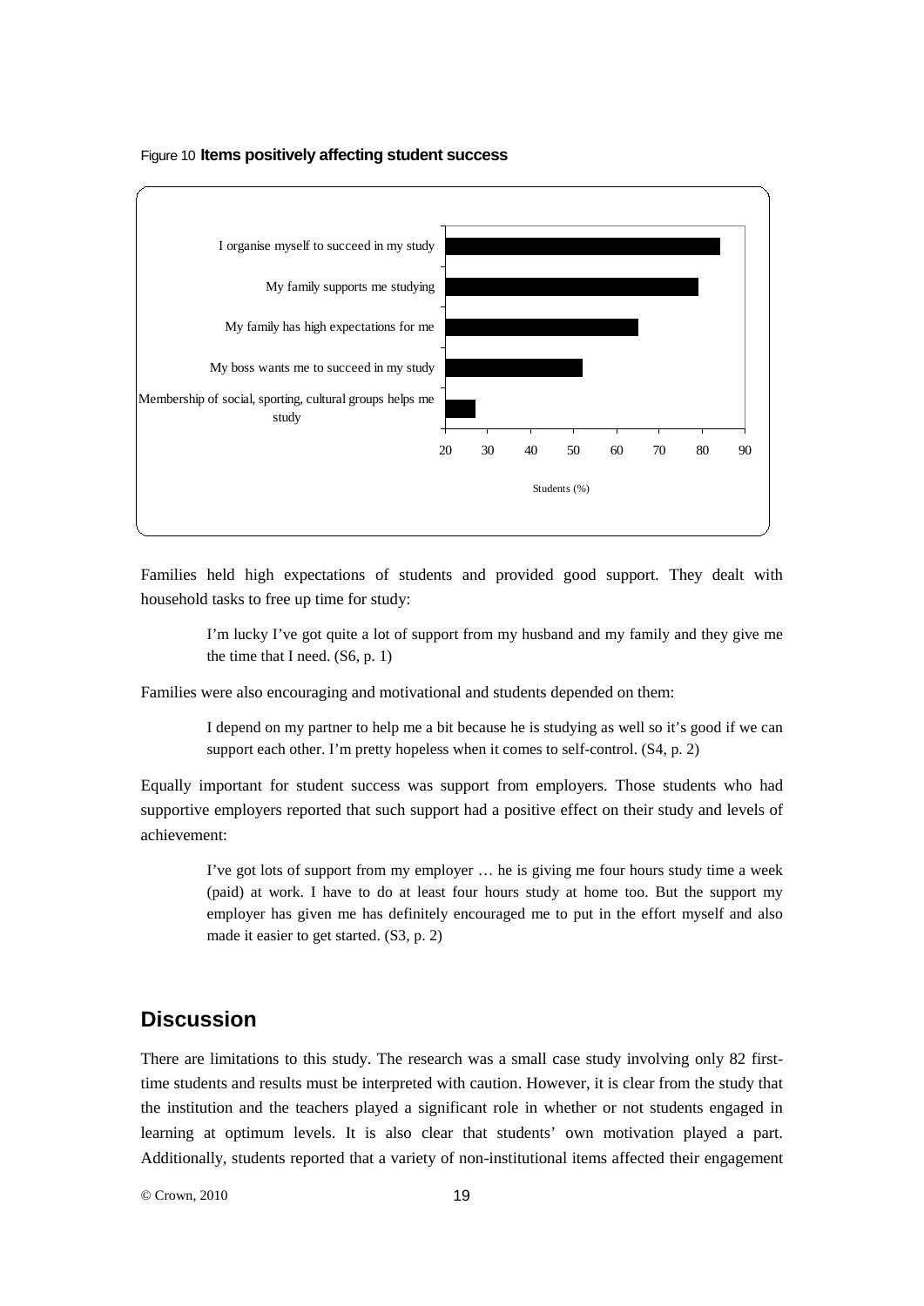Figure 10 **Items positively affecting student success**

Families held high expectations of students and provided good support. They dealt with household tasks to free up time for study:

> I'm lucky I've got quite a lot of support from my husband and my family and they give me the time that I need. (S6, p. 1)

Families were also encouraging and motivational and students depended on them:

> I depend on my partner to help me a bit because he is studying as well so it's good if we can support each other. I'm pretty hopeless when it comes to self-control. (S4, p. 2)

Equally important for student success was support from employers. Those students who had supportive employers reported that such support had a positive effect on their study and levels of achievement:

> I've got lots of support from my employer … he is giving me four hours study time a week (paid) at work. I have to do at least four hours study at home too. But the support my employer has given me has definitely encouraged me to put in the effort myself and also made it easier to get started. (S3, p. 2)

## Discussion

There are limitations to this study. The research was a small case study involving only 82 first-time students and results must be interpreted with caution. However, it is clear from the study that the institution and the teachers played a significant role in whether or not students engaged in learning at optimum levels. It is also clear that students' own motivation played a part. Additionally, students reported that a variety of non-institutional items affected their engagement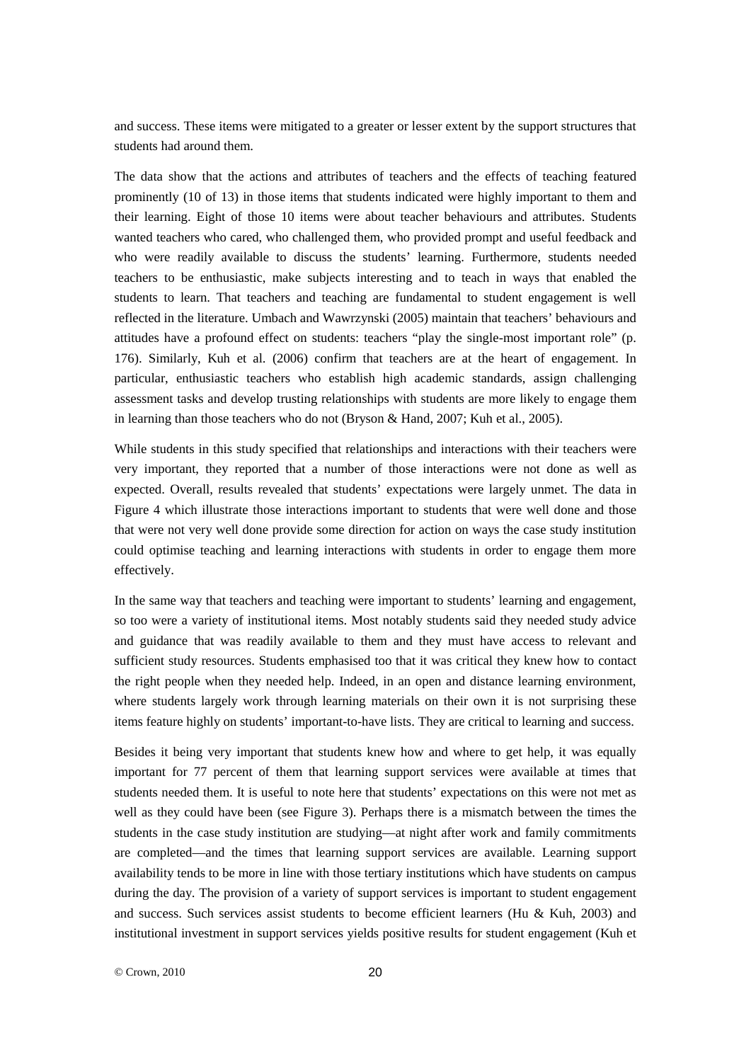and success. These items were mitigated to a greater or lesser extent by the support structures that students had around them.

The data show that the actions and attributes of teachers and the effects of teaching featured prominently (10 of 13) in those items that students indicated were highly important to them and their learning. Eight of those 10 items were about teacher behaviours and attributes. Students wanted teachers who cared, who challenged them, who provided prompt and useful feedback and who were readily available to discuss the students' learning. Furthermore, students needed teachers to be enthusiastic, make subjects interesting and to teach in ways that enabled the students to learn. That teachers and teaching are fundamental to student engagement is well reflected in the literature. Umbach and Wawrzynski (2005) maintain that teachers' behaviours and attitudes have a profound effect on students: teachers "play the single-most important role" (p. 176). Similarly, Kuh et al. (2006) confirm that teachers are at the heart of engagement. In particular, enthusiastic teachers who establish high academic standards, assign challenging assessment tasks and develop trusting relationships with students are more likely to engage them in learning than those teachers who do not (Bryson & Hand, 2007; Kuh et al., 2005).

While students in this study specified that relationships and interactions with their teachers were very important, they reported that a number of those interactions were not done as well as expected. Overall, results revealed that students' expectations were largely unmet. The data in Figure 4 which illustrate those interactions important to students that were well done and those that were not very well done provide some direction for action on ways the case study institution could optimise teaching and learning interactions with students in order to engage them more effectively.

In the same way that teachers and teaching were important to students' learning and engagement, so too were a variety of institutional items. Most notably students said they needed study advice and guidance that was readily available to them and they must have access to relevant and sufficient study resources. Students emphasised too that it was critical they knew how to contact the right people when they needed help. Indeed, in an open and distance learning environment, where students largely work through learning materials on their own it is not surprising these items feature highly on students' important-to-have lists. They are critical to learning and success.

Besides it being very important that students knew how and where to get help, it was equally important for 77 percent of them that learning support services were available at times that students needed them. It is useful to note here that students' expectations on this were not met as well as they could have been (see Figure 3). Perhaps there is a mismatch between the times the students in the case study institution are studying—at night after work and family commitments are completed—and the times that learning support services are available. Learning support availability tends to be more in line with those tertiary institutions which have students on campus during the day. The provision of a variety of support services is important to student engagement and success. Such services assist students to become efficient learners (Hu & Kuh, 2003) and institutional investment in support services yields positive results for student engagement (Kuh et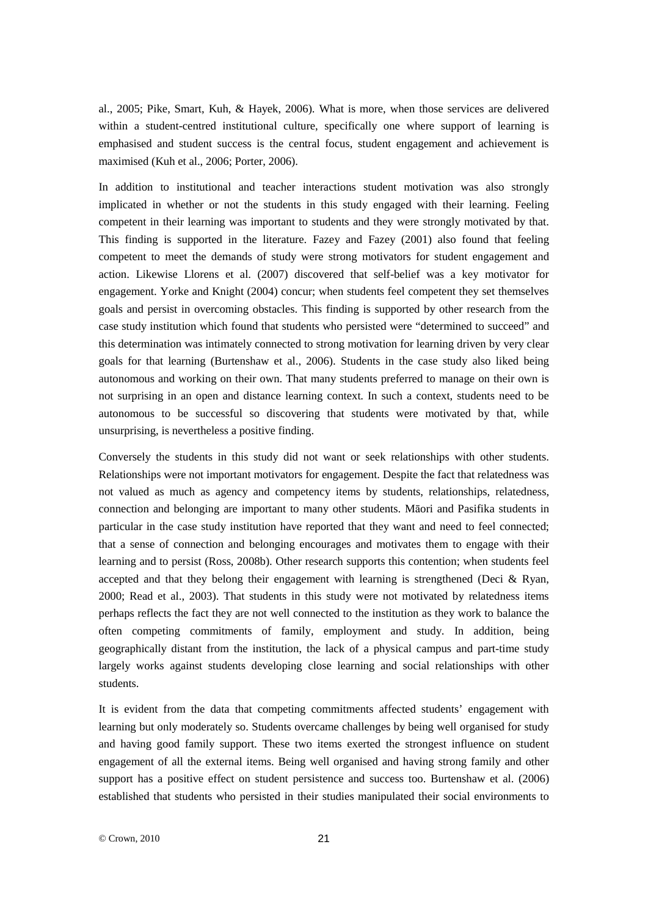al., 2005; Pike, Smart, Kuh, & Hayek, 2006). What is more, when those services are delivered within a student-centred institutional culture, specifically one where support of learning is emphasised and student success is the central focus, student engagement and achievement is maximised (Kuh et al., 2006; Porter, 2006).

In addition to institutional and teacher interactions student motivation was also strongly implicated in whether or not the students in this study engaged with their learning. Feeling competent in their learning was important to students and they were strongly motivated by that. This finding is supported in the literature. Fazey and Fazey (2001) also found that feeling competent to meet the demands of study were strong motivators for student engagement and action. Likewise Llorens et al. (2007) discovered that self-belief was a key motivator for engagement. Yorke and Knight (2004) concur; when students feel competent they set themselves goals and persist in overcoming obstacles. This finding is supported by other research from the case study institution which found that students who persisted were "determined to succeed" and this determination was intimately connected to strong motivation for learning driven by very clear goals for that learning (Burtenshaw et al., 2006). Students in the case study also liked being autonomous and working on their own. That many students preferred to manage on their own is not surprising in an open and distance learning context. In such a context, students need to be autonomous to be successful so discovering that students were motivated by that, while unsurprising, is nevertheless a positive finding.

Conversely the students in this study did not want or seek relationships with other students. Relationships were not important motivators for engagement. Despite the fact that relatedness was not valued as much as agency and competency items by students, relationships, relatedness, connection and belonging are important to many other students. Māori and Pasifika students in particular in the case study institution have reported that they want and need to feel connected; that a sense of connection and belonging encourages and motivates them to engage with their learning and to persist (Ross, 2008b). Other research supports this contention; when students feel accepted and that they belong their engagement with learning is strengthened (Deci & Ryan, 2000; Read et al., 2003). That students in this study were not motivated by relatedness items perhaps reflects the fact they are not well connected to the institution as they work to balance the often competing commitments of family, employment and study. In addition, being geographically distant from the institution, the lack of a physical campus and part-time study largely works against students developing close learning and social relationships with other students.

It is evident from the data that competing commitments affected students' engagement with learning but only moderately so. Students overcame challenges by being well organised for study and having good family support. These two items exerted the strongest influence on student engagement of all the external items. Being well organised and having strong family and other support has a positive effect on student persistence and success too. Burtenshaw et al. (2006) established that students who persisted in their studies manipulated their social environments to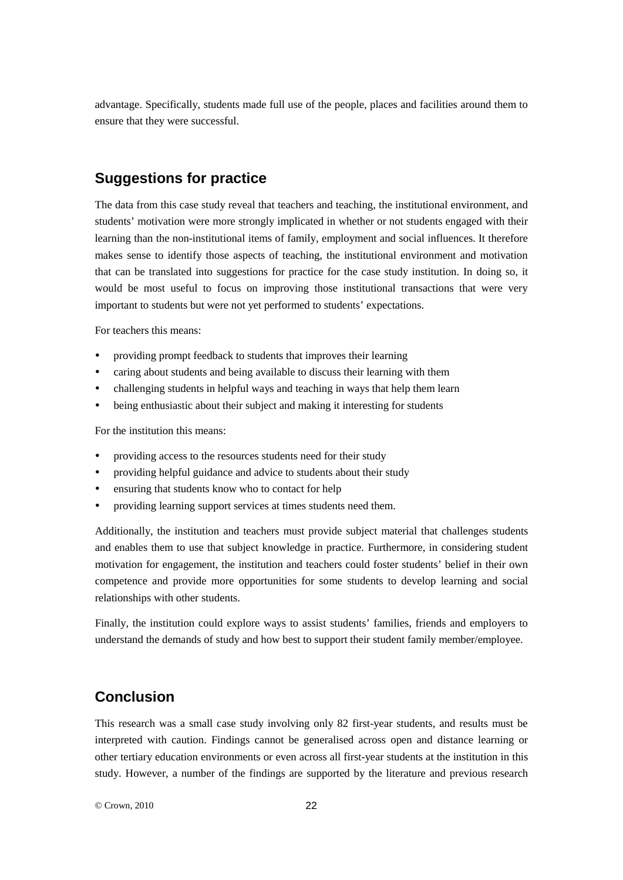advantage. Specifically, students made full use of the people, places and facilities around them to ensure that they were successful.

## Suggestions for practice

The data from this case study reveal that teachers and teaching, the institutional environment, and students' motivation were more strongly implicated in whether or not students engaged with their learning than the non-institutional items of family, employment and social influences. It therefore makes sense to identify those aspects of teaching, the institutional environment and motivation that can be translated into suggestions for practice for the case study institution. In doing so, it would be most useful to focus on improving those institutional transactions that were very important to students but were not yet performed to students' expectations.

For teachers this means:

- providing prompt feedback to students that improves their learning
- caring about students and being available to discuss their learning with them
- challenging students in helpful ways and teaching in ways that help them learn
- being enthusiastic about their subject and making it interesting for students

For the institution this means:

- providing access to the resources students need for their study
- providing helpful guidance and advice to students about their study
- ensuring that students know who to contact for help
- providing learning support services at times students need them.

Additionally, the institution and teachers must provide subject material that challenges students and enables them to use that subject knowledge in practice. Furthermore, in considering student motivation for engagement, the institution and teachers could foster students' belief in their own competence and provide more opportunities for some students to develop learning and social relationships with other students.

Finally, the institution could explore ways to assist students' families, friends and employers to understand the demands of study and how best to support their student family member/employee.

## Conclusion

This research was a small case study involving only 82 first-year students, and results must be interpreted with caution. Findings cannot be generalised across open and distance learning or other tertiary education environments or even across all first-year students at the institution in this study. However, a number of the findings are supported by the literature and previous research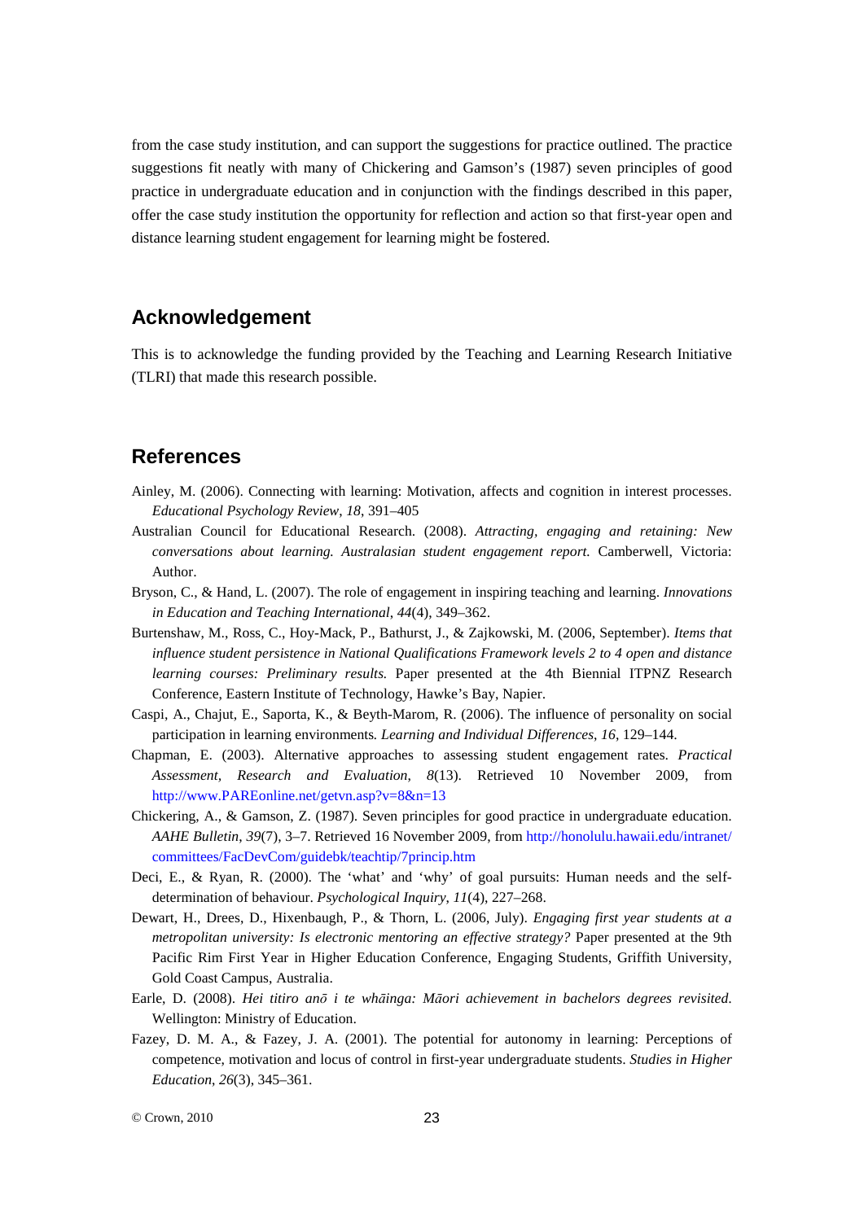from the case study institution, and can support the suggestions for practice outlined. The practice suggestions fit neatly with many of Chickering and Gamson's (1987) seven principles of good practice in undergraduate education and in conjunction with the findings described in this paper, offer the case study institution the opportunity for reflection and action so that first-year open and distance learning student engagement for learning might be fostered.

## Acknowledgement

This is to acknowledge the funding provided by the Teaching and Learning Research Initiative (TLRI) that made this research possible.

## References

Ainley, M. (2006). Connecting with learning: Motivation, affects and cognition in interest processes. *Educational Psychology Review*, *18*, 391–405

Australian Council for Educational Research. (2008). *Attracting, engaging and retaining: New conversations about learning. Australasian student engagement report.* Camberwell, Victoria: Author.

Bryson, C., & Hand, L. (2007). The role of engagement in inspiring teaching and learning. *Innovations in Education and Teaching International*, *44*(4), 349–362.

Burtenshaw, M., Ross, C., Hoy-Mack, P., Bathurst, J., & Zajkowski, M. (2006, September). *Items that influence student persistence in National Qualifications Framework levels 2 to 4 open and distance learning courses: Preliminary results.* Paper presented at the 4th Biennial ITPNZ Research Conference, Eastern Institute of Technology, Hawke's Bay, Napier.

Caspi, A., Chajut, E., Saporta, K., & Beyth-Marom, R. (2006). The influence of personality on social participation in learning environments. *Learning and Individual Differences*, *16*, 129–144.

Chapman, E. (2003). Alternative approaches to assessing student engagement rates. *Practical Assessment, Research and Evaluation*, *8*(13). Retrieved 10 November 2009, from http://www.PAREonline.net/getvn.asp?v=8&n=13

Chickering, A., & Gamson, Z. (1987). Seven principles for good practice in undergraduate education. *AAHE Bulletin*, *39*(7), 3–7. Retrieved 16 November 2009, from http://honolulu.hawaii.edu/intranet/committees/FacDevCom/guidebk/teachtip/7princip.htm

Deci, E., & Ryan, R. (2000). The 'what' and 'why' of goal pursuits: Human needs and the self-determination of behaviour. *Psychological Inquiry*, *11*(4), 227–268.

Dewart, H., Drees, D., Hixenbaugh, P., & Thorn, L. (2006, July). *Engaging first year students at a metropolitan university: Is electronic mentoring an effective strategy?* Paper presented at the 9th Pacific Rim First Year in Higher Education Conference, Engaging Students, Griffith University, Gold Coast Campus, Australia.

Earle, D. (2008). *Hei titiro anō i te whāinga: Māori achievement in bachelors degrees revisited.* Wellington: Ministry of Education.

Fazey, D. M. A., & Fazey, J. A. (2001). The potential for autonomy in learning: Perceptions of competence, motivation and locus of control in first-year undergraduate students. *Studies in Higher Education*, *26*(3), 345–361.

© Crown, 2010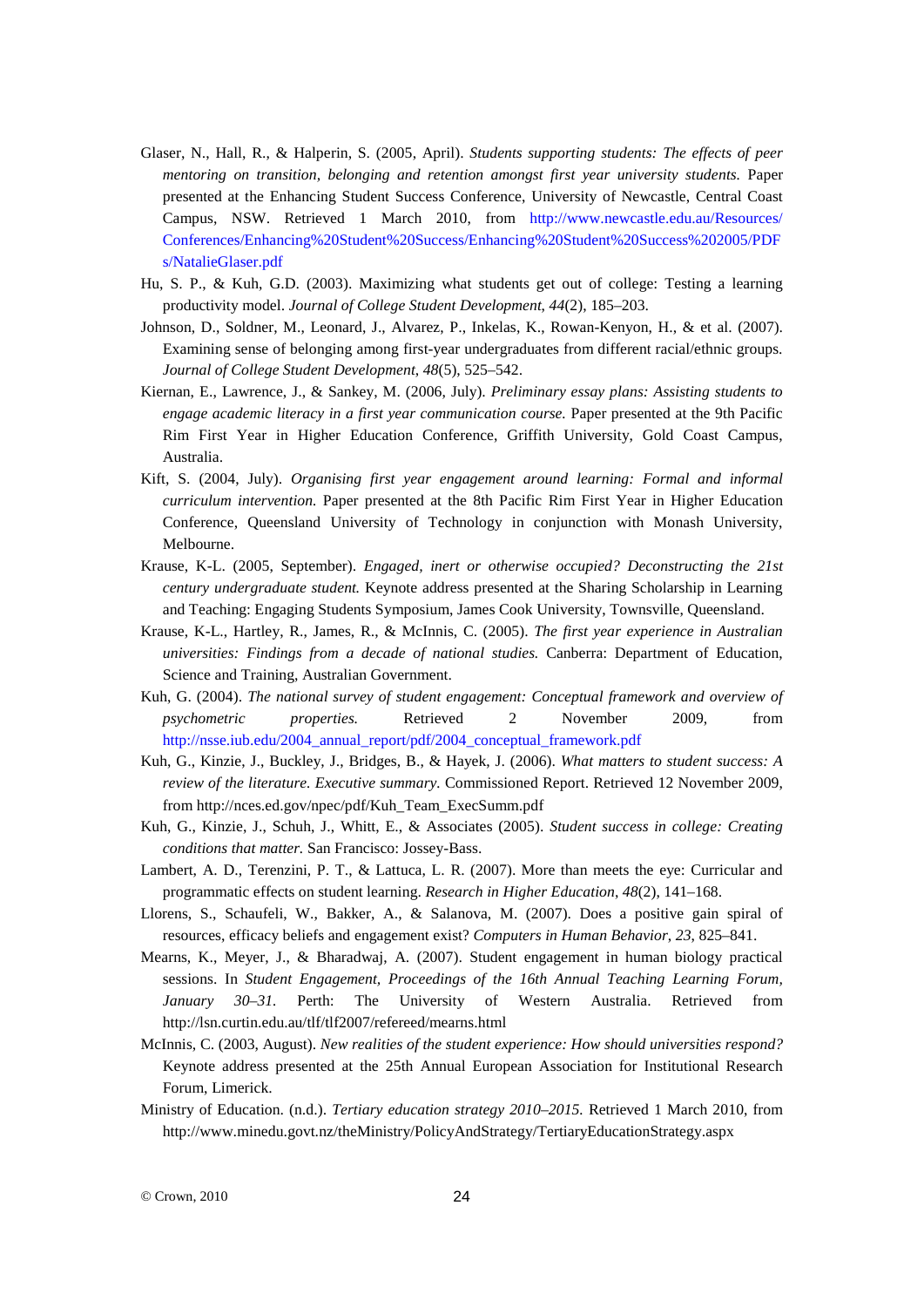Glaser, N., Hall, R., & Halperin, S. (2005, April). *Students supporting students: The effects of peer mentoring on transition, belonging and retention amongst first year university students.* Paper presented at the Enhancing Student Success Conference, University of Newcastle, Central Coast Campus, NSW. Retrieved 1 March 2010, from http://www.newcastle.edu.au/Resources/Conferences/Enhancing%20Student%20Success/Enhancing%20Student%20Success%202005/PDFs/NatalieGlaser.pdf

Hu, S. P., & Kuh, G.D. (2003). Maximizing what students get out of college: Testing a learning productivity model. *Journal of College Student Development*, *44*(2), 185–203.

Johnson, D., Soldner, M., Leonard, J., Alvarez, P., Inkelas, K., Rowan-Kenyon, H., & et al. (2007). Examining sense of belonging among first-year undergraduates from different racial/ethnic groups. *Journal of College Student Development*, *48*(5), 525–542.

Kiernan, E., Lawrence, J., & Sankey, M. (2006, July). *Preliminary essay plans: Assisting students to engage academic literacy in a first year communication course.* Paper presented at the 9th Pacific Rim First Year in Higher Education Conference, Griffith University, Gold Coast Campus, Australia.

Kift, S. (2004, July). *Organising first year engagement around learning: Formal and informal curriculum intervention.* Paper presented at the 8th Pacific Rim First Year in Higher Education Conference, Queensland University of Technology in conjunction with Monash University, Melbourne.

Krause, K-L. (2005, September). *Engaged, inert or otherwise occupied? Deconstructing the 21st century undergraduate student.* Keynote address presented at the Sharing Scholarship in Learning and Teaching: Engaging Students Symposium, James Cook University, Townsville, Queensland.

Krause, K-L., Hartley, R., James, R., & McInnis, C. (2005). *The first year experience in Australian universities: Findings from a decade of national studies.* Canberra: Department of Education, Science and Training, Australian Government.

Kuh, G. (2004). *The national survey of student engagement: Conceptual framework and overview of psychometric properties.* Retrieved 2 November 2009, from http://nsse.iub.edu/2004_annual_report/pdf/2004_conceptual_framework.pdf

Kuh, G., Kinzie, J., Buckley, J., Bridges, B., & Hayek, J. (2006). *What matters to student success: A review of the literature. Executive summary.* Commissioned Report. Retrieved 12 November 2009, from http://nces.ed.gov/npec/pdf/Kuh_Team_ExecSumm.pdf

Kuh, G., Kinzie, J., Schuh, J., Whitt, E., & Associates (2005). *Student success in college: Creating conditions that matter.* San Francisco: Jossey-Bass.

Lambert, A. D., Terenzini, P. T., & Lattuca, L. R. (2007). More than meets the eye: Curricular and programmatic effects on student learning. *Research in Higher Education*, *48*(2), 141–168.

Llorens, S., Schaufeli, W., Bakker, A., & Salanova, M. (2007). Does a positive gain spiral of resources, efficacy beliefs and engagement exist? *Computers in Human Behavior*, *23*, 825–841.

Mearns, K., Meyer, J., & Bharadwaj, A. (2007). Student engagement in human biology practical sessions. In *Student Engagement, Proceedings of the 16th Annual Teaching Learning Forum, January 30–31.* Perth: The University of Western Australia. Retrieved from http://lsn.curtin.edu.au/tlf/tlf2007/refereed/mearns.html

McInnis, C. (2003, August). *New realities of the student experience: How should universities respond?* Keynote address presented at the 25th Annual European Association for Institutional Research Forum, Limerick.

Ministry of Education. (n.d.). *Tertiary education strategy 2010–2015.* Retrieved 1 March 2010, from http://www.minedu.govt.nz/theMinistry/PolicyAndStrategy/TertiaryEducationStrategy.aspx

© Crown, 2010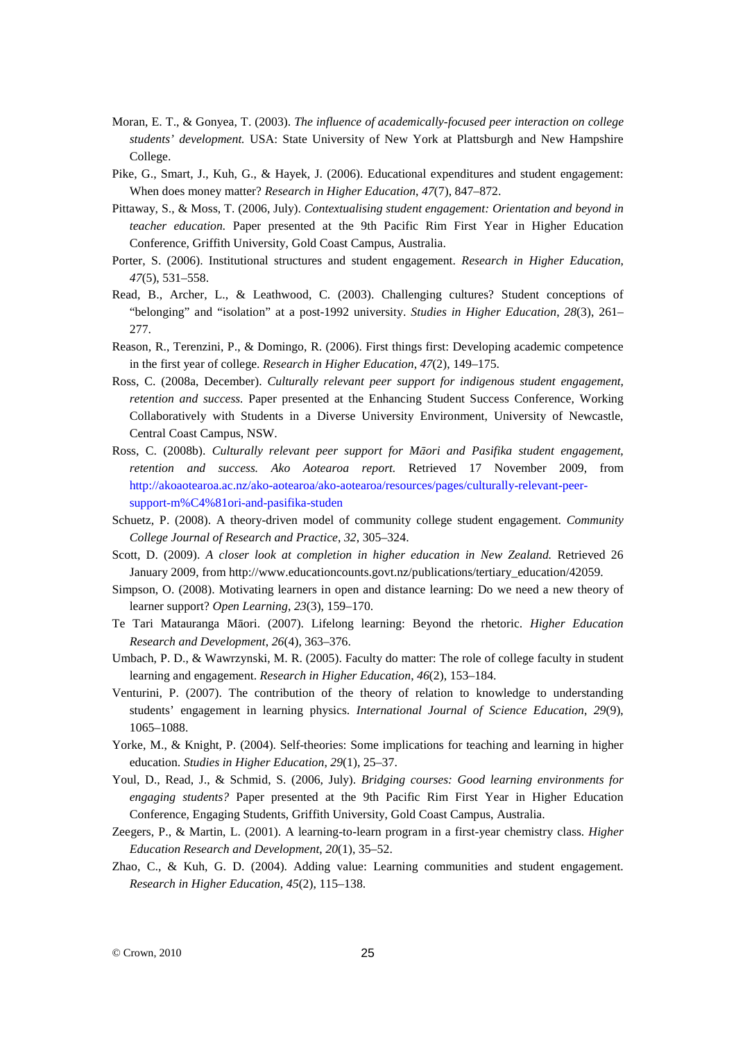Moran, E. T., & Gonyea, T. (2003). *The influence of academically-focused peer interaction on college students' development.* USA: State University of New York at Plattsburgh and New Hampshire College.

Pike, G., Smart, J., Kuh, G., & Hayek, J. (2006). Educational expenditures and student engagement: When does money matter? *Research in Higher Education*, *47*(7), 847–872.

Pittaway, S., & Moss, T. (2006, July). *Contextualising student engagement: Orientation and beyond in teacher education.* Paper presented at the 9th Pacific Rim First Year in Higher Education Conference, Griffith University, Gold Coast Campus, Australia.

Porter, S. (2006). Institutional structures and student engagement. *Research in Higher Education, 47*(5), 531–558.

Read, B., Archer, L., & Leathwood, C. (2003). Challenging cultures? Student conceptions of "belonging" and "isolation" at a post-1992 university. *Studies in Higher Education*, *28*(3), 261–277.

Reason, R., Terenzini, P., & Domingo, R. (2006). First things first: Developing academic competence in the first year of college. *Research in Higher Education, 47*(2), 149–175.

Ross, C. (2008a, December). *Culturally relevant peer support for indigenous student engagement, retention and success.* Paper presented at the Enhancing Student Success Conference, Working Collaboratively with Students in a Diverse University Environment, University of Newcastle, Central Coast Campus, NSW.

Ross, C. (2008b). *Culturally relevant peer support for Māori and Pasifika student engagement, retention and success. Ako Aotearoa report.* Retrieved 17 November 2009, from http://akoaotearoa.ac.nz/ako-aotearoa/ako-aotearoa/resources/pages/culturally-relevant-peer-support-m%C4%81ori-and-pasifika-studen

Schuetz, P. (2008). A theory-driven model of community college student engagement. *Community College Journal of Research and Practice*, *32*, 305–324.

Scott, D. (2009). *A closer look at completion in higher education in New Zealand.* Retrieved 26 January 2009, from http://www.educationcounts.govt.nz/publications/tertiary_education/42059.

Simpson, O. (2008). Motivating learners in open and distance learning: Do we need a new theory of learner support? *Open Learning*, *23*(3), 159–170.

Te Tari Matauranga Māori. (2007). Lifelong learning: Beyond the rhetoric. *Higher Education Research and Development*, *26*(4), 363–376.

Umbach, P. D., & Wawrzynski, M. R. (2005). Faculty do matter: The role of college faculty in student learning and engagement. *Research in Higher Education*, *46*(2), 153–184.

Venturini, P. (2007). The contribution of the theory of relation to knowledge to understanding students' engagement in learning physics. *International Journal of Science Education*, *29*(9), 1065–1088.

Yorke, M., & Knight, P. (2004). Self-theories: Some implications for teaching and learning in higher education. *Studies in Higher Education*, *29*(1), 25–37.

Youl, D., Read, J., & Schmid, S. (2006, July). *Bridging courses: Good learning environments for engaging students?* Paper presented at the 9th Pacific Rim First Year in Higher Education Conference, Engaging Students, Griffith University, Gold Coast Campus, Australia.

Zeegers, P., & Martin, L. (2001). A learning-to-learn program in a first-year chemistry class. *Higher Education Research and Development*, *20*(1), 35–52.

Zhao, C., & Kuh, G. D. (2004). Adding value: Learning communities and student engagement. *Research in Higher Education*, *45*(2), 115–138.

© Crown, 2010